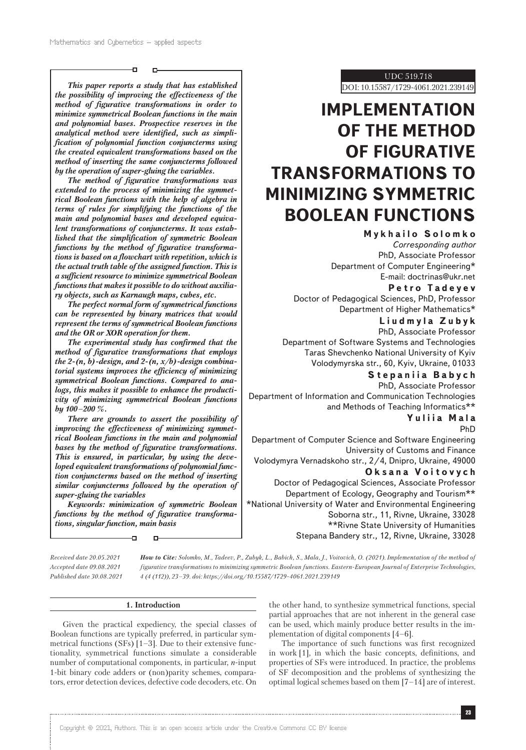UDC 519.718

DOI: 10.15587/1729-4061.2021.239149

# IMPLEMENTATION OF THE METHOD OF FIGURATIVE TRANSFORMATIONS TO MINIMIZING SYMMETRIC BOOLEAN FUNCTIONS

**Mykhailo Solomko**
*Corresponding author*
PhD, Associate Professor
Department of Computer Engineering*
E-mail: doctrinas@ukr.net

**Petro Tadeyev**
Doctor of Pedagogical Sciences, PhD, Professor
Department of Higher Mathematics*

**Liudmyla Zubyk**
PhD, Associate Professor
Department of Software Systems and Technologies
Taras Shevchenko National University of Kyiv
Volodymyrska str., 60, Kyiv, Ukraine, 01033

**Stepaniia Babych**
PhD, Associate Professor
Department of Information and Communication Technologies and Methods of Teaching Informatics**

**Yuliia Mala**
PhD
Department of Computer Science and Software Engineering
University of Customs and Finance
Volodymyra Vernadskoho str., 2/4, Dnipro, Ukraine, 49000

**Oksana Voitovych**
Doctor of Pedagogical Sciences, Associate Professor
Department of Ecology, Geography and Tourism**

*National University of Water and Environmental Engineering
Soborna str., 11, Rivne, Ukraine, 33028

**Rivne State University of Humanities
Stepana Bandery str., 12, Rivne, Ukraine, 33028

***This paper reports a study that has established the possibility of improving the effectiveness of the method of figurative transformations in order to minimize symmetrical Boolean functions in the main and polynomial bases. Prospective reserves in the analytical method were identified, such as simplification of polynomial function conjuncterms using the created equivalent transformations based on the method of inserting the same conjuncterms followed by the operation of super-gluing the variables.***

***The method of figurative transformations was extended to the process of minimizing the symmetrical Boolean functions with the help of algebra in terms of rules for simplifying the functions of the main and polynomial bases and developed equivalent transformations of conjuncterms. It was established that the simplification of symmetric Boolean functions by the method of figurative transformations is based on a flowchart with repetition, which is the actual truth table of the assigned function. This is a sufficient resource to minimize symmetrical Boolean functions that makes it possible to do without auxiliary objects, such as Karnaugh maps, cubes, etc.***

***The perfect normal form of symmetrical functions can be represented by binary matrices that would represent the terms of symmetrical Boolean functions and the OR or XOR operation for them.***

***The experimental study has confirmed that the method of figurative transformations that employs the 2-(n, b)-design, and 2-(n, x/b)-design combinatorial systems improves the efficiency of minimizing symmetrical Boolean functions. Compared to analogs, this makes it possible to enhance the productivity of minimizing symmetrical Boolean functions by 100–200 %.***

***There are grounds to assert the possibility of improving the effectiveness of minimizing symmetrical Boolean functions in the main and polynomial bases by the method of figurative transformations. This is ensured, in particular, by using the developed equivalent transformations of polynomial function conjuncterms based on the method of inserting similar conjuncterms followed by the operation of super-gluing the variables***

***Keywords: minimization of symmetric Boolean functions by the method of figurative transformations, singular function, main basis***

*Received date 20.05.2021*
*Accepted date 09.08.2021*
*Published date 30.08.2021*

***How to Cite:** Solomko, M., Tadeev, P., Zubyk, L., Babich, S., Mala, J., Voitovich, O. (2021). Implementation of the method of figurative transformations to minimizing symmetric Boolean functions. Eastern-European Journal of Enterprise Technologies, 4 (4 (112)), 23–39. doi: https://doi.org/10.15587/1729-4061.2021.239149*

## 1. Introduction

Given the practical expediency, the special classes of Boolean functions are typically preferred, in particular symmetrical functions (SFs) [1–3]. Due to their extensive functionality, symmetrical functions simulate a considerable number of computational components, in particular, *n*-input 1-bit binary code adders or (non)parity schemes, comparators, error detection devices, defective code decoders, etc. On the other hand, to synthesize symmetrical functions, special partial approaches that are not inherent in the general case can be used, which mainly produce better results in the implementation of digital components [4–6].

The importance of such functions was first recognized in work [1], in which the basic concepts, definitions, and properties of SFs were introduced. In practice, the problems of SF decomposition and the problems of synthesizing the optimal logical schemes based on them [7–14] are of interest.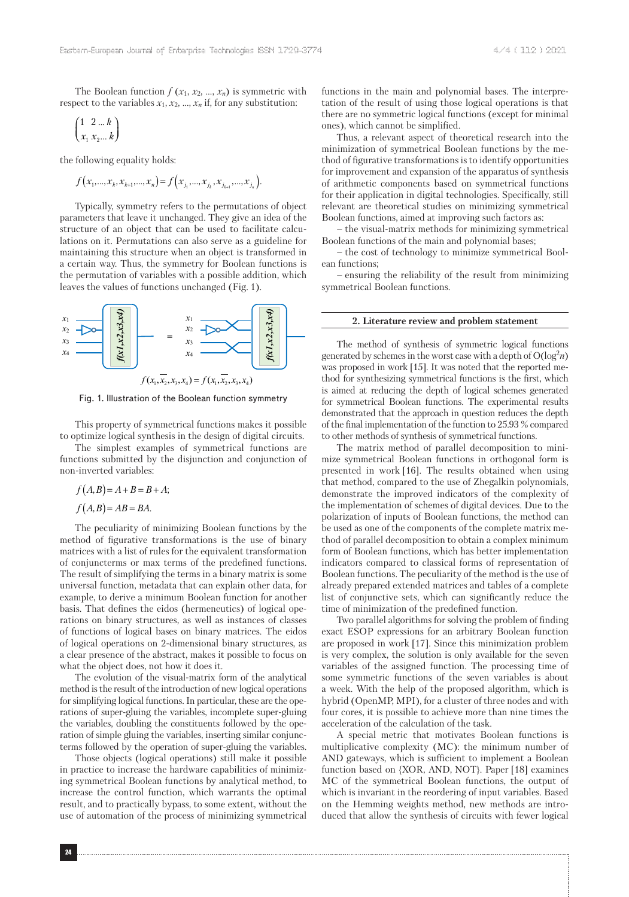The Boolean function $f(x_1, x_2, ..., x_n)$ is symmetric with respect to the variables $x_1, x_2, ..., x_n$ if, for any substitution:

$$\begin{pmatrix} 1 & 2 ... k \\ x_1 & x_2 ... k \end{pmatrix}$$

the following equality holds:

$$f(x_1,...,x_k,x_{k+1},...,x_n) = f(x_{j_1},...,x_{j_k},x_{j_{k+1}},...,x_{j_n}).$$

Typically, symmetry refers to the permutations of object parameters that leave it unchanged. They give an idea of the structure of an object that can be used to facilitate calculations on it. Permutations can also serve as a guideline for maintaining this structure when an object is transformed in a certain way. Thus, the symmetry for Boolean functions is the permutation of variables with a possible addition, which leaves the values of functions unchanged (Fig. 1).

$$f(x_1, \overline{x_2}, x_3, x_4) = f(x_1, \overline{x_2}, x_3, x_4)$$

Fig. 1. Illustration of the Boolean function symmetry

This property of symmetrical functions makes it possible to optimize logical synthesis in the design of digital circuits.

The simplest examples of symmetrical functions are functions submitted by the disjunction and conjunction of non-inverted variables:

$$f(A,B) = A + B = B + A;$$

$$f(A,B) = AB = BA.$$

The peculiarity of minimizing Boolean functions by the method of figurative transformations is the use of binary matrices with a list of rules for the equivalent transformation of conjuncterms or max terms of the predefined functions. The result of simplifying the terms in a binary matrix is some universal function, metadata that can explain other data, for example, to derive a minimum Boolean function for another basis. That defines the eidos (hermeneutics) of logical operations on binary structures, as well as instances of classes of functions of logical bases on binary matrices. The eidos of logical operations on 2-dimensional binary structures, as a clear presence of the abstract, makes it possible to focus on what the object does, not how it does it.

The evolution of the visual-matrix form of the analytical method is the result of the introduction of new logical operations for simplifying logical functions. In particular, these are the operations of super-gluing the variables, incomplete super-gluing the variables, doubling the constituents followed by the operation of simple gluing the variables, inserting similar conjuncterms followed by the operation of super-gluing the variables.

Those objects (logical operations) still make it possible in practice to increase the hardware capabilities of minimizing symmetrical Boolean functions by analytical method, to increase the control function, which warrants the optimal result, and to practically bypass, to some extent, without the use of automation of the process of minimizing symmetrical functions in the main and polynomial bases. The interpretation of the result of using those logical operations is that there are no symmetric logical functions (except for minimal ones), which cannot be simplified.

Thus, a relevant aspect of theoretical research into the minimization of symmetrical Boolean functions by the method of figurative transformations is to identify opportunities for improvement and expansion of the apparatus of synthesis of arithmetic components based on symmetrical functions for their application in digital technologies. Specifically, still relevant are theoretical studies on minimizing symmetrical Boolean functions, aimed at improving such factors as:

– the visual-matrix methods for minimizing symmetrical Boolean functions of the main and polynomial bases;

– the cost of technology to minimize symmetrical Boolean functions;

– ensuring the reliability of the result from minimizing symmetrical Boolean functions.

## 2. Literature review and problem statement

The method of synthesis of symmetric logical functions generated by schemes in the worst case with a depth of $O(\log^2 n)$ was proposed in work [15]. It was noted that the reported method for synthesizing symmetrical functions is the first, which is aimed at reducing the depth of logical schemes generated for symmetrical Boolean functions. The experimental results demonstrated that the approach in question reduces the depth of the final implementation of the function to 25.93 % compared to other methods of synthesis of symmetrical functions.

The matrix method of parallel decomposition to minimize symmetrical Boolean functions in orthogonal form is presented in work [16]. The results obtained when using that method, compared to the use of Zhegalkin polynomials, demonstrate the improved indicators of the complexity of the implementation of schemes of digital devices. Due to the polarization of inputs of Boolean functions, the method can be used as one of the components of the complete matrix method of parallel decomposition to obtain a complex minimum form of Boolean functions, which has better implementation indicators compared to classical forms of representation of Boolean functions. The peculiarity of the method is the use of already prepared extended matrices and tables of a complete list of conjunctive sets, which can significantly reduce the time of minimization of the predefined function.

Two parallel algorithms for solving the problem of finding exact ESOP expressions for an arbitrary Boolean function are proposed in work [17]. Since this minimization problem is very complex, the solution is only available for the seven variables of the assigned function. The processing time of some symmetric functions of the seven variables is about a week. With the help of the proposed algorithm, which is hybrid (OpenMP, MPI), for a cluster of three nodes and with four cores, it is possible to achieve more than nine times the acceleration of the calculation of the task.

A special metric that motivates Boolean functions is multiplicative complexity (MC): the minimum number of AND gateways, which is sufficient to implement a Boolean function based on {XOR, AND, NOT}. Paper [18] examines MC of the symmetrical Boolean functions, the output of which is invariant in the reordering of input variables. Based on the Hemming weights method, new methods are introduced that allow the synthesis of circuits with fewer logical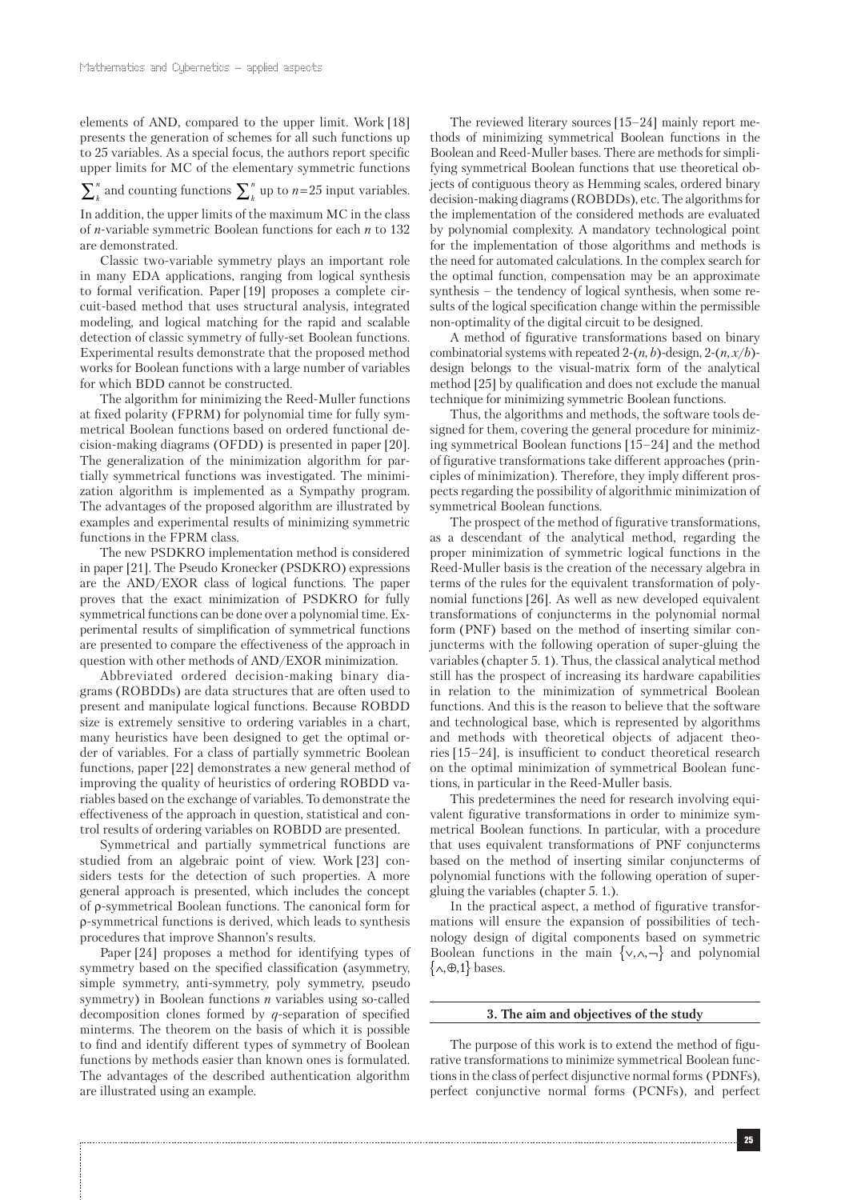elements of AND, compared to the upper limit. Work [18] presents the generation of schemes for all such functions up to 25 variables. As a special focus, the authors report specific upper limits for MC of the elementary symmetric functions $\sum_k^n$ and counting functions $\sum_k^n$ up to $n=25$ input variables. In addition, the upper limits of the maximum MC in the class of $n$-variable symmetric Boolean functions for each $n$ to 132 are demonstrated.

Classic two-variable symmetry plays an important role in many EDA applications, ranging from logical synthesis to formal verification. Paper [19] proposes a complete circuit-based method that uses structural analysis, integrated modeling, and logical matching for the rapid and scalable detection of classic symmetry of fully-set Boolean functions. Experimental results demonstrate that the proposed method works for Boolean functions with a large number of variables for which BDD cannot be constructed.

The algorithm for minimizing the Reed-Muller functions at fixed polarity (FPRM) for polynomial time for fully symmetrical Boolean functions based on ordered functional decision-making diagrams (OFDD) is presented in paper [20]. The generalization of the minimization algorithm for partially symmetrical functions was investigated. The minimization algorithm is implemented as a Sympathy program. The advantages of the proposed algorithm are illustrated by examples and experimental results of minimizing symmetric functions in the FPRM class.

The new PSDKRO implementation method is considered in paper [21]. The Pseudo Kronecker (PSDKRO) expressions are the AND/EXOR class of logical functions. The paper proves that the exact minimization of PSDKRO for fully symmetrical functions can be done over a polynomial time. Experimental results of simplification of symmetrical functions are presented to compare the effectiveness of the approach in question with other methods of AND/EXOR minimization.

Abbreviated ordered decision-making binary diagrams (ROBDDs) are data structures that are often used to present and manipulate logical functions. Because ROBDD size is extremely sensitive to ordering variables in a chart, many heuristics have been designed to get the optimal order of variables. For a class of partially symmetric Boolean functions, paper [22] demonstrates a new general method of improving the quality of heuristics of ordering ROBDD variables based on the exchange of variables. To demonstrate the effectiveness of the approach in question, statistical and control results of ordering variables on ROBDD are presented.

Symmetrical and partially symmetrical functions are studied from an algebraic point of view. Work [23] considers tests for the detection of such properties. A more general approach is presented, which includes the concept of ρ-symmetrical Boolean functions. The canonical form for ρ-symmetrical functions is derived, which leads to synthesis procedures that improve Shannon's results.

Paper [24] proposes a method for identifying types of symmetry based on the specified classification (asymmetry, simple symmetry, anti-symmetry, poly symmetry, pseudo symmetry) in Boolean functions $n$ variables using so-called decomposition clones formed by $q$-separation of specified minterms. The theorem on the basis of which it is possible to find and identify different types of symmetry of Boolean functions by methods easier than known ones is formulated. The advantages of the described authentication algorithm are illustrated using an example.

The reviewed literary sources [15–24] mainly report methods of minimizing symmetrical Boolean functions in the Boolean and Reed-Muller bases. There are methods for simplifying symmetrical Boolean functions that use theoretical objects of contiguous theory as Hemming scales, ordered binary decision-making diagrams (ROBDDs), etc. The algorithms for the implementation of the considered methods are evaluated by polynomial complexity. A mandatory technological point for the implementation of those algorithms and methods is the need for automated calculations. In the complex search for the optimal function, compensation may be an approximate synthesis – the tendency of logical synthesis, when some results of the logical specification change within the permissible non-optimality of the digital circuit to be designed.

A method of figurative transformations based on binary combinatorial systems with repeated 2-$(n, b)$-design, 2-$(n, x/b)$-design belongs to the visual-matrix form of the analytical method [25] by qualification and does not exclude the manual technique for minimizing symmetric Boolean functions.

Thus, the algorithms and methods, the software tools designed for them, covering the general procedure for minimizing symmetrical Boolean functions [15–24] and the method of figurative transformations take different approaches (principles of minimization). Therefore, they imply different prospects regarding the possibility of algorithmic minimization of symmetrical Boolean functions.

The prospect of the method of figurative transformations, as a descendant of the analytical method, regarding the proper minimization of symmetric logical functions in the Reed-Muller basis is the creation of the necessary algebra in terms of the rules for the equivalent transformation of polynomial functions [26]. As well as new developed equivalent transformations of conjuncterms in the polynomial normal form (PNF) based on the method of inserting similar conjuncterms with the following operation of super-gluing the variables (chapter 5. 1). Thus, the classical analytical method still has the prospect of increasing its hardware capabilities in relation to the minimization of symmetrical Boolean functions. And this is the reason to believe that the software and technological base, which is represented by algorithms and methods with theoretical objects of adjacent theories [15–24], is insufficient to conduct theoretical research on the optimal minimization of symmetrical Boolean functions, in particular in the Reed-Muller basis.

This predetermines the need for research involving equivalent figurative transformations in order to minimize symmetrical Boolean functions. In particular, with a procedure that uses equivalent transformations of PNF conjuncterms based on the method of inserting similar conjuncterms of polynomial functions with the following operation of super-gluing the variables (chapter 5. 1.).

In the practical aspect, a method of figurative transformations will ensure the expansion of possibilities of technology design of digital components based on symmetric Boolean functions in the main $\{\vee, \wedge, \neg\}$ and polynomial $\{\wedge, \oplus, 1\}$ bases.

## 3. The aim and objectives of the study

The purpose of this work is to extend the method of figurative transformations to minimize symmetrical Boolean functions in the class of perfect disjunctive normal forms (PDNFs), perfect conjunctive normal forms (PCNFs), and perfect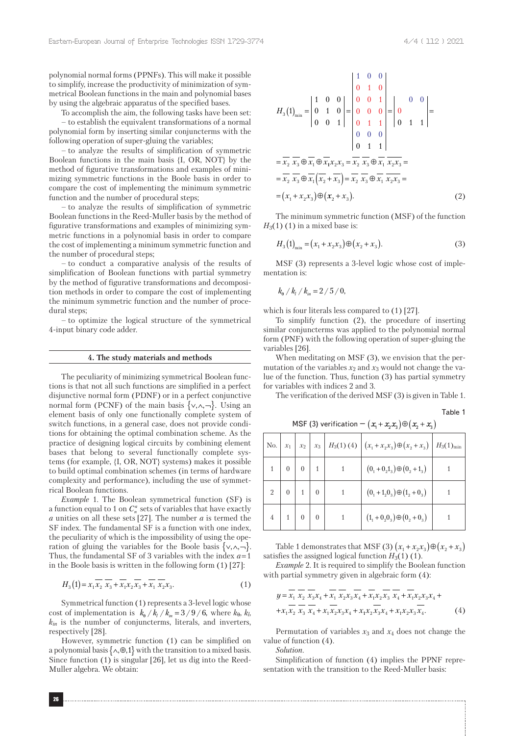polynomial normal forms (PPNFs). This will make it possible to simplify, increase the productivity of minimization of symmetrical Boolean functions in the main and polynomial bases by using the algebraic apparatus of the specified bases.

To accomplish the aim, the following tasks have been set:

– to establish the equivalent transformations of a normal polynomial form by inserting similar conjuncterms with the following operation of super-gluing the variables;

– to analyze the results of simplification of symmetric Boolean functions in the main basis {I, OR, NOT} by the method of figurative transformations and examples of minimizing symmetric functions in the Boole basis in order to compare the cost of implementing the minimum symmetric function and the number of procedural steps;

– to analyze the results of simplification of symmetric Boolean functions in the Reed-Muller basis by the method of figurative transformations and examples of minimizing symmetric functions in a polynomial basis in order to compare the cost of implementing a minimum symmetric function and the number of procedural steps;

– to conduct a comparative analysis of the results of simplification of Boolean functions with partial symmetry by the method of figurative transformations and decomposition methods in order to compare the cost of implementing the minimum symmetric function and the number of procedural steps;

– to optimize the logical structure of the symmetrical 4-input binary code adder.

## 4. The study materials and methods

The peculiarity of minimizing symmetrical Boolean functions is that not all such functions are simplified in a perfect disjunctive normal form (PDNF) or in a perfect conjunctive normal form (PCNF) of the main basis $\{\vee, \wedge, \neg\}$. Using an element basis of only one functionally complete system of switch functions, in a general case, does not provide conditions for obtaining the optimal combination scheme. As the practice of designing logical circuits by combining element bases that belong to several functionally complete systems (for example, {I, OR, NOT} systems) makes it possible to build optimal combination schemes (in terms of hardware complexity and performance), including the use of symmetrical Boolean functions.

*Example* 1. The Boolean symmetrical function (SF) is a function equal to 1 on $C_n^a$ sets of variables that have exactly $a$ unities on all these sets [27]. The number $a$ is termed the SF index. The fundamental SF is a function with one index, the peculiarity of which is the impossibility of using the operation of gluing the variables for the Boole basis $\{\vee, \wedge, \neg\}$. Thus, the fundamental SF of 3 variables with the index $a=1$ in the Boole basis is written in the following form (1) [27]:

$$H_3(1) = x_1\overline{x_2}\ \overline{x_3} + \overline{x_1}x_2\overline{x_3} + \overline{x_1}\ \overline{x_2}x_3. \tag{1}$$

Symmetrical function (1) represents a 3-level logic whose cost of implementation is $k_\theta / k_l / k_{in} = 3/9/6$, where $k_\theta$, $k_l$, $k_{in}$ is the number of conjuncterms, literals, and inverters, respectively [28].

However, symmetric function (1) can be simplified on a polynomial basis $\{\wedge, \oplus, 1\}$ with the transition to a mixed basis. Since function (1) is singular [26], let us dig into the Reed-Muller algebra. We obtain:

$$H_3(1)_{\min} = \begin{vmatrix} 1 & 0 & 0 \\ 0 & 1 & 0 \\ 0 & 0 & 1 \end{vmatrix} = \begin{vmatrix} 1 & 0 & 0 \\ 0 & 1 & 0 \\ 0 & 0 & 1 \\ 0 & 0 & 0 \\ 0 & 1 & 1 \\ 0 & 0 & 0 \\ 0 & 1 & 1 \end{vmatrix} = \begin{vmatrix} & 0 & 0 \\ 0 & & \\ 0 & 1 & 1 \end{vmatrix} =$$

$$= \overline{x_2}\ \overline{x_3} \oplus \overline{x_1} \oplus \overline{x_1}x_2x_3 = \overline{x_2}\ \overline{x_3} \oplus \overline{x_1}\ \overline{x_2x_3} =$$

$$= \overline{x_2}\ \overline{x_3} \oplus \overline{x_1}\left(\overline{x_2} + \overline{x_3}\right) = \overline{x_2}\ \overline{x_3} \oplus \overline{x_1}\ \overline{x_2x_3} =$$

$$= (x_1 + x_2x_3) \oplus (x_2 + x_3). \tag{2}$$

The minimum symmetric function (MSF) of the function $H_3(1)$ (1) in a mixed base is:

$$H_3(1)_{\min} = (x_1 + x_2x_3) \oplus (x_2 + x_3). \tag{3}$$

MSF (3) represents a 3-level logic whose cost of implementation is:

$$k_\theta / k_l / k_{in} = 2/5/0,$$

which is four literals less compared to (1) [27].

To simplify function (2), the procedure of inserting similar conjuncterms was applied to the polynomial normal form (PNF) with the following operation of super-gluing the variables [26].

When meditating on MSF (3), we envision that the permutation of the variables $x_2$ and $x_3$ would not change the value of the function. Thus, function (3) has partial symmetry for variables with indices 2 and 3.

The verification of the derived MSF (3) is given in Table 1.

Table 1

MSF (3) verification – $(x_1 + x_2x_3) \oplus (x_2 + x_3)$

| No. | $x_1$ | $x_2$ | $x_3$ | $H_3(1)$ (4) | $(x_1 + x_2x_3) \oplus (x_2 + x_3)$ | $H_3(1)_{\min}$ |
|---|---|---|---|---|---|---|
| 1 | 0 | 0 | 1 | 1 | $(0_1 + 0_2 1_3) \oplus (0_2 + 1_3)$ | 1 |
| 2 | 0 | 1 | 0 | 1 | $(0_1 + 1_2 0_3) \oplus (1_2 + 0_3)$ | 1 |
| 4 | 1 | 0 | 0 | 1 | $(1_1 + 0_2 0_3) \oplus (0_2 + 0_3)$ | 1 |

Table 1 demonstrates that MSF (3) $(x_1 + x_2x_3) \oplus (x_2 + x_3)$ satisfies the assigned logical function $H_3(1)$ (1).

*Example* 2. It is required to simplify the Boolean function with partial symmetry given in algebraic form (4):

$$y = \overline{x_1}\ \overline{x_2}\ \overline{x_3}x_4 + \overline{x_1}\ \overline{x_2}x_3\overline{x_4} + \overline{x_1}x_2\overline{x_3}\ \overline{x_4} + \overline{x_1}x_2x_3x_4 +$$
$$+ x_1\overline{x_2}\ \overline{x_3}\ \overline{x_4} + x_1\overline{x_2}x_3x_4 + x_1x_2\overline{x_3}x_4 + x_1x_2x_3\overline{x_4}. \tag{4}$$

Permutation of variables $x_3$ and $x_4$ does not change the value of function (4).

*Solution*.

Simplification of function (4) implies the PPNF representation with the transition to the Reed-Muller basis: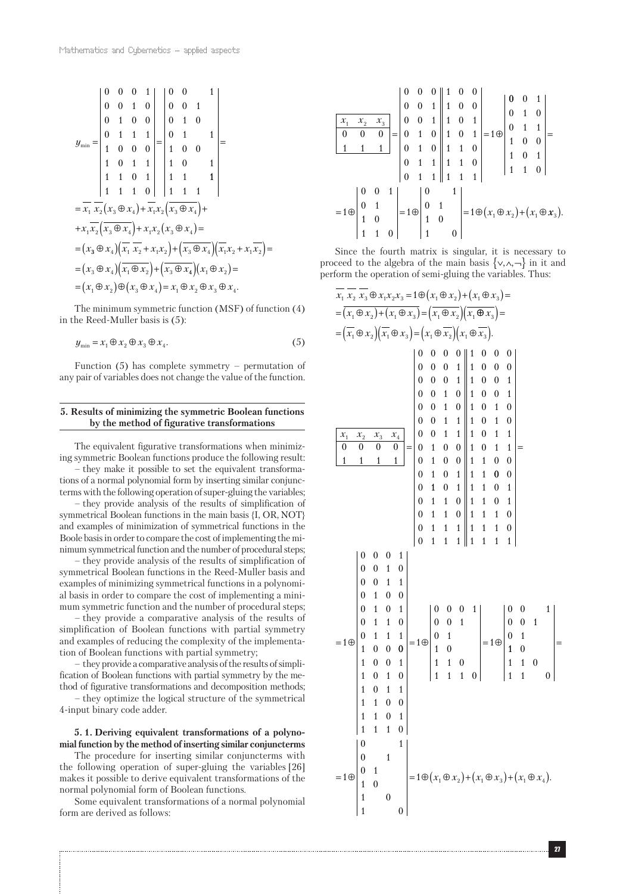$$
y_{\min}=\begin{vmatrix}
0 & 0 & 0 & 1\\
0 & 0 & 1 & 0\\
0 & 1 & 0 & 0\\
0 & 1 & 1 & 1\\
1 & 0 & 0 & 0\\
1 & 0 & 1 & 1\\
1 & 1 & 0 & 1\\
1 & 1 & 1 & 0
\end{vmatrix}=\begin{vmatrix}
0 & 0 &  & 1\\
0 & 0 & 1 & \\
0 & 1 & 0 & \\
0 & 1 &  & 1\\
1 & 0 & 0 & \\
1 & 0 &  & 1\\
1 & 1 &  & 1\\
1 & 1 & 1 & 
\end{vmatrix}=
$$

$$
=\overline{x_1}\,\overline{x_2}\left(x_3\oplus x_4\right)+\overline{x_1}x_2\left(\overline{x_3\oplus x_4}\right)+
$$

$$
+x_1\overline{x_2}\left(\overline{x_3\oplus x_4}\right)+x_1x_2\left(x_3\oplus x_4\right)=
$$

$$
=\left(x_3\oplus x_4\right)\left(\overline{x_1}\,\overline{x_2}+x_1x_2\right)+\left(\overline{x_3\oplus x_4}\right)\left(\overline{x_1}x_2+x_1\overline{x_2}\right)=
$$

$$
=\left(x_3\oplus x_4\right)\left(\overline{x_1\oplus x_2}\right)+\left(\overline{x_3\oplus x_4}\right)\left(x_1\oplus x_2\right)=
$$

$$
=\left(x_1\oplus x_2\right)\oplus\left(x_3\oplus x_4\right)=x_1\oplus x_2\oplus x_3\oplus x_4.
$$

The minimum symmetric function (MSF) of function (4) in the Reed-Muller basis is (5):

$$
y_{\min}=x_1\oplus x_2\oplus x_3\oplus x_4. \tag{5}
$$

Function (5) has complete symmetry – permutation of any pair of variables does not change the value of the function.

## 5. Results of minimizing the symmetric Boolean functions by the method of figurative transformations

The equivalent figurative transformations when minimizing symmetric Boolean functions produce the following result:

– they make it possible to set the equivalent transformations of a normal polynomial form by inserting similar conjuncterms with the following operation of super-gluing the variables;

– they provide analysis of the results of simplification of symmetrical Boolean functions in the main basis {I, OR, NOT} and examples of minimization of symmetrical functions in the Boole basis in order to compare the cost of implementing the minimum symmetrical function and the number of procedural steps;

– they provide analysis of the results of simplification of symmetrical Boolean functions in the Reed-Muller basis and examples of minimizing symmetrical functions in a polynomial basis in order to compare the cost of implementing a minimum symmetric function and the number of procedural steps;

– they provide a comparative analysis of the results of simplification of Boolean functions with partial symmetry and examples of reducing the complexity of the implementation of Boolean functions with partial symmetry;

– they provide a comparative analysis of the results of simplification of Boolean functions with partial symmetry by the method of figurative transformations and decomposition methods;

– they optimize the logical structure of the symmetrical 4-input binary code adder.

### 5. 1. Deriving equivalent transformations of a polynomial function by the method of inserting similar conjuncterms

The procedure for inserting similar conjuncterms with the following operation of super-gluing the variables [26] makes it possible to derive equivalent transformations of the normal polynomial form of Boolean functions.

Some equivalent transformations of a normal polynomial form are derived as follows:

$$
\begin{array}{|ccc|}
\hline
x_1 & x_2 & x_3\\
\hline
0 & 0 & 0\\
1 & 1 & 1\\
\hline
\end{array}
=\begin{vmatrix}
0 & 0 & 0\\
0 & 0 & 1\\
0 & 0 & 1\\
0 & 1 & 0\\
0 & 1 & 0\\
0 & 1 & 1\\
0 & 1 & 1
\end{vmatrix}\begin{vmatrix}
1 & 0 & 0\\
1 & 0 & 0\\
1 & 0 & 1\\
1 & 0 & 1\\
1 & 1 & 0\\
1 & 1 & 0\\
1 & 1 & 1
\end{vmatrix}=1\oplus\begin{vmatrix}
0 & 0 & 1\\
0 & 1 & 0\\
0 & 1 & 1\\
1 & 0 & 0\\
1 & 0 & 1\\
1 & 1 & 0
\end{vmatrix}=
$$

$$
=1\oplus\begin{vmatrix}
0 & 0 & 1\\
0 & 1 & \\
1 & 0 & \\
1 & 1 & 0
\end{vmatrix}=1\oplus\begin{vmatrix}
0 &  & 1\\
0 & 1 & \\
1 & 0 & \\
1 &  & 0
\end{vmatrix}=1\oplus\left(x_1\oplus x_2\right)+\left(x_1\oplus x_3\right).
$$

Since the fourth matrix is singular, it is necessary to proceed to the algebra of the main basis $\{\vee,\wedge,\neg\}$ in it and perform the operation of semi-gluing the variables. Thus:

$$
\overline{x_1}\,\overline{x_2}\,\overline{x_3}\oplus x_1x_2x_3=1\oplus\left(x_1\oplus x_2\right)+\left(x_1\oplus x_3\right)=
$$

$$
=\overline{\left(x_1\oplus x_2\right)+\left(x_1\oplus x_3\right)}=\left(\overline{x_1\oplus x_2}\right)\left(\overline{x_1\oplus x_3}\right)=
$$

$$
=\left(\overline{x_1}\oplus x_2\right)\left(\overline{x_1}\oplus x_3\right)=\left(x_1\oplus\overline{x_2}\right)\left(x_1\oplus\overline{x_3}\right).
$$

$$
\begin{array}{|cccc|}
\hline
x_1 & x_2 & x_3 & x_4\\
\hline
0 & 0 & 0 & 0\\
1 & 1 & 1 & 1\\
\hline
\end{array}
=\begin{vmatrix}
0 & 0 & 0 & 0\\
0 & 0 & 0 & 1\\
0 & 0 & 0 & 1\\
0 & 0 & 1 & 0\\
0 & 0 & 1 & 0\\
0 & 0 & 1 & 1\\
0 & 0 & 1 & 1\\
0 & 1 & 0 & 0\\
0 & 1 & 0 & 0\\
0 & 1 & 0 & 1\\
0 & 1 & 0 & 1\\
0 & 1 & 1 & 0\\
0 & 1 & 1 & 0\\
0 & 1 & 1 & 1\\
0 & 1 & 1 & 1
\end{vmatrix}\begin{vmatrix}
1 & 0 & 0 & 0\\
1 & 0 & 0 & 0\\
1 & 0 & 0 & 1\\
1 & 0 & 0 & 1\\
1 & 0 & 1 & 0\\
1 & 0 & 1 & 0\\
1 & 0 & 1 & 1\\
1 & 0 & 1 & 1\\
1 & 1 & 0 & 0\\
1 & 1 & 0 & 0\\
1 & 1 & 0 & 1\\
1 & 1 & 0 & 1\\
1 & 1 & 1 & 0\\
1 & 1 & 1 & 0\\
1 & 1 & 1 & 1
\end{vmatrix}=
$$

$$
=1\oplus\begin{vmatrix}
0 & 0 & 0 & 1\\
0 & 0 & 1 & 0\\
0 & 0 & 1 & 1\\
0 & 1 & 0 & 0\\
0 & 1 & 0 & 1\\
0 & 1 & 1 & 0\\
0 & 1 & 1 & 1\\
1 & 0 & 0 & 0\\
1 & 0 & 0 & 1\\
1 & 0 & 1 & 0\\
1 & 0 & 1 & 1\\
1 & 1 & 0 & 0\\
1 & 1 & 0 & 1\\
1 & 1 & 1 & 0
\end{vmatrix}=1\oplus\begin{vmatrix}
0 & 0 & 0 & 1\\
0 & 0 & 1 & \\
0 & 1 &  & \\
1 & 0 &  & \\
1 & 1 & 0 & \\
1 & 1 & 1 & 0
\end{vmatrix}=1\oplus\begin{vmatrix}
0 & 0 &  & 1\\
0 & 0 & 1 & \\
0 & 1 &  & \\
1 & 0 &  & \\
1 & 1 & 0 & \\
1 & 1 &  & 0
\end{vmatrix}=
$$

$$
=1\oplus\begin{vmatrix}
0 &  &  & 1\\
0 &  & 1 & \\
0 & 1 &  & \\
1 & 0 &  & \\
1 &  & 0 & \\
1 &  &  & 0
\end{vmatrix}=1\oplus\left(x_1\oplus x_2\right)+\left(x_1\oplus x_3\right)+\left(x_1\oplus x_4\right).
$$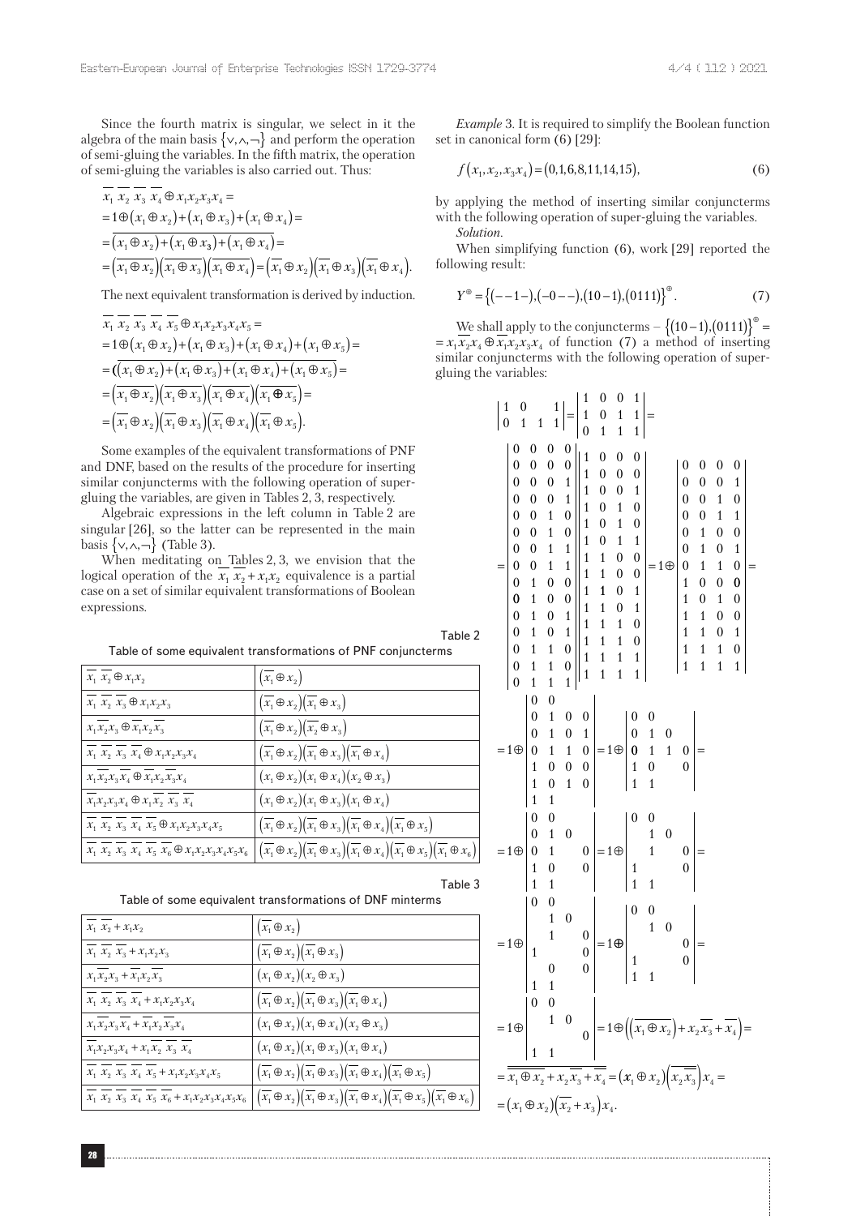Since the fourth matrix is singular, we select in it the algebra of the main basis $\{\vee,\wedge,\neg\}$ and perform the operation of semi-gluing the variables. In the fifth matrix, the operation of semi-gluing the variables is also carried out. Thus:

$$
\begin{aligned}
&\overline{x_1}\,\overline{x_2}\,\overline{x_3}\,\overline{x_4}\oplus x_1x_2x_3x_4 = \\
&=1\oplus(x_1\oplus x_2)+(x_1\oplus x_3)+(x_1\oplus x_4)= \\
&=\overline{(x_1\oplus x_2)+(x_1\oplus x_3)+(x_1\oplus x_4)}= \\
&=\left(\overline{x_1\oplus x_2}\right)\left(\overline{x_1\oplus x_3}\right)\left(\overline{x_1\oplus x_4}\right)=\left(\overline{x_1}\oplus x_2\right)\left(\overline{x_1}\oplus x_3\right)\left(\overline{x_1}\oplus x_4\right).
\end{aligned}
$$

The next equivalent transformation is derived by induction.

$$
\begin{aligned}
&\overline{x_1}\,\overline{x_2}\,\overline{x_3}\,\overline{x_4}\,\overline{x_5}\oplus x_1x_2x_3x_4x_5 = \\
&=1\oplus(x_1\oplus x_2)+(x_1\oplus x_3)+(x_1\oplus x_4)+(x_1\oplus x_5)= \\
&=\overline{((x_1\oplus x_2)+(x_1\oplus x_3)+(x_1\oplus x_4)+(x_1\oplus x_5)}= \\
&=\left(\overline{x_1\oplus x_2}\right)\left(\overline{x_1\oplus x_3}\right)\left(\overline{x_1\oplus x_4}\right)\left(\overline{x_1\oplus x_5}\right)= \\
&=\left(\overline{x_1}\oplus x_2\right)\left(\overline{x_1}\oplus x_3\right)\left(\overline{x_1}\oplus x_4\right)\left(\overline{x_1}\oplus x_5\right).
\end{aligned}
$$

Some examples of the equivalent transformations of PNF and DNF, based on the results of the procedure for inserting similar conjuncterms with the following operation of super-gluing the variables, are given in Tables 2, 3, respectively.

Algebraic expressions in the left column in Table 2 are singular [26], so the latter can be represented in the main basis $\{\vee,\wedge,\neg\}$ (Table 3).

When meditating on Tables 2, 3, we envision that the logical operation of the $\overline{x_1}\,\overline{x_2}+x_1x_2$ equivalence is a partial case on a set of similar equivalent transformations of Boolean expressions.

Table 2

Table of some equivalent transformations of PNF conjuncterms

| | |
|---|---|
| $\overline{x_1}\,\overline{x_2}\oplus x_1x_2$ | $\left(\overline{x_1}\oplus x_2\right)$ |
| $\overline{x_1}\,\overline{x_2}\,\overline{x_3}\oplus x_1x_2x_3$ | $\left(\overline{x_1}\oplus x_2\right)\left(\overline{x_1}\oplus x_3\right)$ |
| $x_1\overline{x_2}x_3\oplus\overline{x_1}x_2\overline{x_3}$ | $\left(\overline{x_1}\oplus x_2\right)\left(\overline{x_2}\oplus x_3\right)$ |
| $\overline{x_1}\,\overline{x_2}\,\overline{x_3}\,\overline{x_4}\oplus x_1x_2x_3x_4$ | $\left(\overline{x_1}\oplus x_2\right)\left(\overline{x_1}\oplus x_3\right)\left(\overline{x_1}\oplus x_4\right)$ |
| $x_1\overline{x_2}x_3\overline{x_4}\oplus\overline{x_1}x_2\overline{x_3}x_4$ | $\left(x_1\oplus x_2\right)\left(x_1\oplus x_4\right)\left(x_2\oplus x_3\right)$ |
| $\overline{x_1}x_2x_3x_4\oplus x_1\overline{x_2}\,\overline{x_3}\,\overline{x_4}$ | $\left(x_1\oplus x_2\right)\left(x_1\oplus x_3\right)\left(x_1\oplus x_4\right)$ |
| $\overline{x_1}\,\overline{x_2}\,\overline{x_3}\,\overline{x_4}\,\overline{x_5}\oplus x_1x_2x_3x_4x_5$ | $\left(\overline{x_1}\oplus x_2\right)\left(\overline{x_1}\oplus x_3\right)\left(\overline{x_1}\oplus x_4\right)\left(\overline{x_1}\oplus x_5\right)$ |
| $\overline{x_1}\,\overline{x_2}\,\overline{x_3}\,\overline{x_4}\,\overline{x_5}\,\overline{x_6}\oplus x_1x_2x_3x_4x_5x_6$ | $\left(\overline{x_1}\oplus x_2\right)\left(\overline{x_1}\oplus x_3\right)\left(\overline{x_1}\oplus x_4\right)\left(\overline{x_1}\oplus x_5\right)\left(\overline{x_1}\oplus x_6\right)$ |

Table 3

Table of some equivalent transformations of DNF minterms

| | |
|---|---|
| $\overline{x_1}\,\overline{x_2}+x_1x_2$ | $\left(\overline{x_1}\oplus x_2\right)$ |
| $\overline{x_1}\,\overline{x_2}\,\overline{x_3}+x_1x_2x_3$ | $\left(\overline{x_1}\oplus x_2\right)\left(\overline{x_1}\oplus x_3\right)$ |
| $x_1\overline{x_2}x_3+\overline{x_1}x_2\overline{x_3}$ | $\left(x_1\oplus x_2\right)\left(x_2\oplus x_3\right)$ |
| $\overline{x_1}\,\overline{x_2}\,\overline{x_3}\,\overline{x_4}+x_1x_2x_3x_4$ | $\left(\overline{x_1}\oplus x_2\right)\left(\overline{x_1}\oplus x_3\right)\left(\overline{x_1}\oplus x_4\right)$ |
| $x_1\overline{x_2}x_3\overline{x_4}+\overline{x_1}x_2\overline{x_3}x_4$ | $\left(x_1\oplus x_2\right)\left(x_1\oplus x_4\right)\left(x_2\oplus x_3\right)$ |
| $\overline{x_1}x_2x_3x_4+x_1\overline{x_2}\,\overline{x_3}\,\overline{x_4}$ | $\left(x_1\oplus x_2\right)\left(x_1\oplus x_3\right)\left(x_1\oplus x_4\right)$ |
| $\overline{x_1}\,\overline{x_2}\,\overline{x_3}\,\overline{x_4}\,\overline{x_5}+x_1x_2x_3x_4x_5$ | $\left(\overline{x_1}\oplus x_2\right)\left(\overline{x_1}\oplus x_3\right)\left(\overline{x_1}\oplus x_4\right)\left(\overline{x_1}\oplus x_5\right)$ |
| $\overline{x_1}\,\overline{x_2}\,\overline{x_3}\,\overline{x_4}\,\overline{x_5}\,\overline{x_6}+x_1x_2x_3x_4x_5x_6$ | $\left(\overline{x_1}\oplus x_2\right)\left(\overline{x_1}\oplus x_3\right)\left(\overline{x_1}\oplus x_4\right)\left(\overline{x_1}\oplus x_5\right)\left(\overline{x_1}\oplus x_6\right)$ |

*Example* 3. It is required to simplify the Boolean function set in canonical form (6) [29]:

$$
f(x_1,x_2,x_3x_4)=(0,1,6,8,11,14,15), \tag{6}
$$

by applying the method of inserting similar conjuncterms with the following operation of super-gluing the variables.

*Solution*.

When simplifying function (6), work [29] reported the following result:

$$
Y^{\oplus}=\{(--1-),(-0--),(10-1),(0111)\}^{\oplus}. \tag{7}
$$

We shall apply to the conjuncterms – $\{(10-1),(0111)\}^{\oplus}=$ $=x_1\overline{x_2}x_4\oplus\overline{x_1}x_2x_3x_4$ of function (7) a method of inserting similar conjuncterms with the following operation of super-gluing the variables:

$$
\begin{vmatrix} 1 & 0 & & 1 \\ 0 & 1 & 1 & 1 \end{vmatrix}=\begin{vmatrix} 1 & 0 & 0 & 1 \\ 1 & 0 & 1 & 1 \\ 0 & 1 & 1 & 1 \end{vmatrix}=
$$

$$
=\begin{vmatrix}
0&0&0&0\\0&0&0&0\\0&0&0&1\\0&0&0&1\\0&0&1&0\\0&0&1&0\\0&0&1&1\\0&0&1&1\\0&1&0&0\\0&1&0&0\\0&1&0&1\\0&1&0&1\\0&1&1&0\\0&1&1&0\\0&1&1&1
\end{vmatrix}
\begin{vmatrix}
1&0&0&0\\1&0&0&0\\1&0&0&1\\1&0&1&0\\1&0&1&0\\1&0&1&1\\1&1&0&0\\1&1&0&0\\1&1&0&1\\1&1&0&1\\1&1&1&0\\1&1&1&0\\1&1&1&1\\1&1&1&1
\end{vmatrix}
=1\oplus
\begin{vmatrix}
0&0&0&0\\0&0&0&1\\0&0&1&0\\0&0&1&1\\0&1&0&0\\0&1&0&1\\0&1&1&0\\1&0&0&0\\1&0&1&0\\1&1&0&0\\1&1&0&1\\1&1&1&0\\1&1&1&1
\end{vmatrix}=
$$

$$
=1\oplus\begin{vmatrix}
0&0&&\\0&1&0&0\\0&1&0&1\\0&1&1&0\\1&0&0&0\\1&0&1&0\\1&1&&
\end{vmatrix}
=1\oplus\begin{vmatrix}
0&0&&\\0&1&0&\\0&1&1&0\\1&0&&0\\1&1&&
\end{vmatrix}=
$$

$$
=1\oplus\begin{vmatrix}
0&0&&\\0&1&0&\\0&1&&0\\1&0&&0\\1&1&&
\end{vmatrix}
=1\oplus\begin{vmatrix}
0&0&&\\&1&0&\\&1&&0\\1&&&0\\1&1&&
\end{vmatrix}=
$$

$$
=1\oplus\begin{vmatrix}
0&0&&\\&1&0&\\&1&&0\\1&&&0\\&0&&0\\1&1&&
\end{vmatrix}
=1\oplus\begin{vmatrix}
0&0&&\\&1&0&\\&&&0\\1&&&0\\1&1&&
\end{vmatrix}=
$$

$$
=1\oplus\begin{vmatrix}
0&0&&\\&1&0&\\&&&0\\1&1&&
\end{vmatrix}
=1\oplus\left(\left(\overline{x_1\oplus x_2}\right)+x_2\overline{x_3}+\overline{x_4}\right)=
$$

$$
=\overline{\overline{x_1\oplus x_2}+x_2\overline{x_3}+\overline{x_4}}=\left(x_1\oplus x_2\right)\left(\overline{x_2\overline{x_3}}\right)x_4=
$$

$$
=\left(x_1\oplus x_2\right)\left(\overline{x_2}+x_3\right)x_4.
$$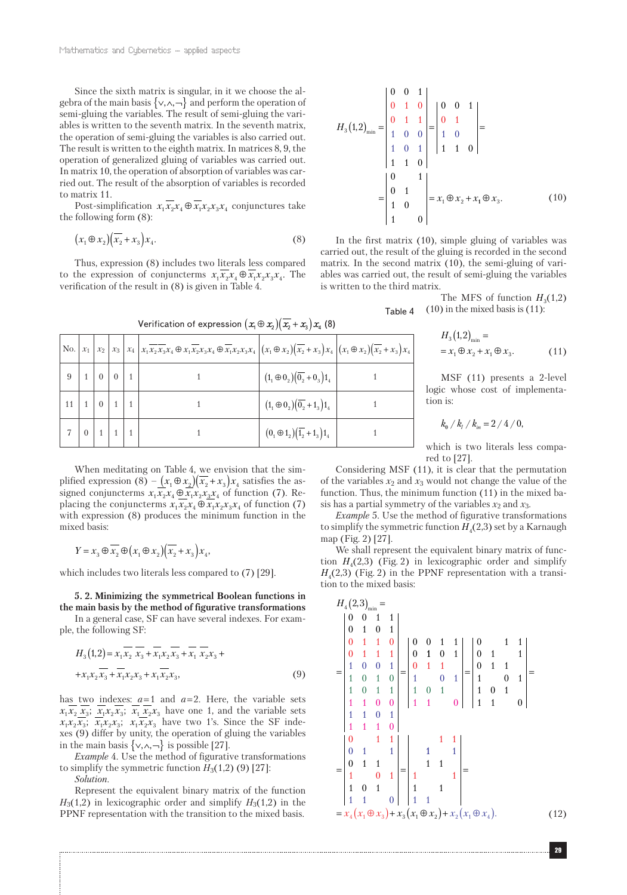Since the sixth matrix is singular, in it we choose the algebra of the main basis $\{\vee,\wedge,\neg\}$ and perform the operation of semi-gluing the variables. The result of semi-gluing the variables is written to the seventh matrix. In the seventh matrix, the operation of semi-gluing the variables is also carried out. The result is written to the eighth matrix. In matrices 8, 9, the operation of generalized gluing of variables was carried out. In matrix 10, the operation of absorption of variables was carried out. The result of the absorption of variables is recorded to matrix 11.

Post-simplification $x_1\overline{x_2}x_4 \oplus \overline{x_1}x_2x_3x_4$ conjunctures take the following form (8):

$$\left(x_1 \oplus x_2\right)\left(\overline{x_2} + x_3\right)x_4. \tag{8}$$

Thus, expression (8) includes two literals less compared to the expression of conjuncterms $x_1\overline{x_2}x_4 \oplus \overline{x_1}x_2x_3x_4$. The verification of the result in (8) is given in Table 4.

Table 4

Verification of expression $\left(x_1 \oplus x_2\right)\left(\overline{x_2} + x_3\right)x_4$ (8)

| No. | $x_1$ | $x_2$ | $x_3$ | $x_4$ | $x_1\overline{x_2}\,\overline{x_3}x_4 \oplus x_1\overline{x_2}x_3x_4 \oplus \overline{x_1}x_2x_3x_4$ | $\left(x_1 \oplus x_2\right)\left(\overline{x_2} + x_3\right)x_4$ | $\left(x_1 \oplus x_2\right)\left(\overline{x_2} + x_3\right)x_4$ |
|---|---|---|---|---|---|---|---|
| 9 | 1 | 0 | 0 | 1 | 1 | $\left(1_1 \oplus 0_2\right)\left(\overline{0_2} + 0_3\right)1_4$ | 1 |
| 11 | 1 | 0 | 1 | 1 | 1 | $\left(1_1 \oplus 0_2\right)\left(\overline{0_2} + 1_3\right)1_4$ | 1 |
| 7 | 0 | 1 | 1 | 1 | 1 | $\left(0_1 \oplus 1_2\right)\left(\overline{1_2} + 1_3\right)1_4$ | 1 |

When meditating on Table 4, we envision that the simplified expression (8) – $\left(x_1 \oplus x_2\right)\left(\overline{x_2} + x_3\right)x_4$ satisfies the assigned conjuncterms $x_1\overline{x_2}x_4 \oplus \overline{x_1}x_2x_3x_4$ of function (7). Replacing the conjuncterms $x_1\overline{x_2}x_4 \oplus \overline{x_1}x_2x_3x_4$ of function (7) with expression (8) produces the minimum function in the mixed basis:

$$Y = x_3 \oplus \overline{x_2} \oplus \left(x_1 \oplus x_2\right)\left(\overline{x_2} + x_3\right)x_4,$$

which includes two literals less compared to (7) [29].

**5. 2. Minimizing the symmetrical Boolean functions in the main basis by the method of figurative transformations**

In a general case, SF can have several indexes. For example, the following SF:

$$H_3(1,2) = x_1\overline{x_2}\,\overline{x_3} + \overline{x_1}x_2\overline{x_3} + \overline{x_1}\,\overline{x_2}x_3 + x_1x_2\overline{x_3} + \overline{x_1}x_2x_3 + x_1\overline{x_2}x_3, \tag{9}$$

has two indexes: $a=1$ and $a=2$. Here, the variable sets $x_1\overline{x_2}\,\overline{x_3}$; $\overline{x_1}x_2\overline{x_3}$; $\overline{x_1}\,\overline{x_2}x_3$ have one 1, and the variable sets $x_1x_2\overline{x_3}$; $\overline{x_1}x_2x_3$; $x_1\overline{x_2}x_3$ have two 1's. Since the SF indexes (9) differ by unity, the operation of gluing the variables in the main basis $\{\vee,\wedge,\neg\}$ is possible [27].

*Example 4.* Use the method of figurative transformations to simplify the symmetric function $H_3(1,2)$ (9) [27]:

*Solution.*

Represent the equivalent binary matrix of the function $H_3(1,2)$ in lexicographic order and simplify $H_3(1,2)$ in the PPNF representation with the transition to the mixed basis.

$$H_3(1,2)_{\min} = \begin{vmatrix} 0 & 0 & 1 \\ 0 & 1 & 0 \\ 0 & 1 & 1 \\ 1 & 0 & 0 \\ 1 & 0 & 1 \\ 1 & 1 & 0 \end{vmatrix} = \begin{vmatrix} 0 & 0 & 1 \\ 0 & 1 & \\ 1 & 0 & \\ 1 & 1 & 0 \end{vmatrix} = \begin{vmatrix} 0 & & 1 \\ 0 & 1 & \\ 1 & 0 & \\ 1 & & 0 \end{vmatrix} = x_1 \oplus x_2 + x_1 \oplus x_3. \tag{10}$$

In the first matrix (10), simple gluing of variables was carried out, the result of the gluing is recorded in the second matrix. In the second matrix (10), the semi-gluing of variables was carried out, the result of semi-gluing the variables is written to the third matrix.

The MFS of function $H_3(1,2)$ (10) in the mixed basis is (11):

$$H_3(1,2)_{\min} = x_1 \oplus x_2 + x_1 \oplus x_3. \tag{11}$$

MSF (11) presents a 2-level logic whose cost of implementation is:

$$k_\theta / k_l / k_{in} = 2/4/0,$$

which is two literals less compared to [27].

Considering MSF (11), it is clear that the permutation of the variables $x_2$ and $x_3$ would not change the value of the function. Thus, the minimum function (11) in the mixed basis has a partial symmetry of the variables $x_2$ and $x_3$.

*Example 5.* Use the method of figurative transformations to simplify the symmetric function $H_4(2,3)$ set by a Karnaugh map (Fig. 2) [27].

We shall represent the equivalent binary matrix of function $H_4(2,3)$ (Fig. 2) in lexicographic order and simplify $H_4(2,3)$ (Fig. 2) in the PPNF representation with a transition to the mixed basis:

$$H_4(2,3)_{\min} = \begin{vmatrix} 0 & 0 & 1 & 1 \\ 0 & 1 & 0 & 1 \\ 0 & 1 & 1 & 0 \\ 0 & 1 & 1 & 1 \\ 1 & 0 & 0 & 1 \\ 1 & 0 & 1 & 0 \\ 1 & 0 & 1 & 1 \\ 1 & 1 & 0 & 0 \\ 1 & 1 & 0 & 1 \\ 1 & 1 & 1 & 0 \end{vmatrix} = \begin{vmatrix} 0 & 0 & 1 & 1 \\ 0 & 1 & 0 & 1 \\ 0 & 1 & 1 & \\ 1 & & 0 & 1 \\ 1 & 0 & 1 & \\ 1 & 1 & & 0 \end{vmatrix} = \begin{vmatrix} 0 & & 1 & 1 \\ 0 & 1 & & 1 \\ 0 & 1 & 1 & \\ 1 & & 0 & 1 \\ 1 & 0 & 1 & \\ 1 & 1 & & 0 \end{vmatrix} =$$

$$= \begin{vmatrix} 0 & & 1 & 1 \\ 0 & 1 & & 1 \\ 0 & 1 & 1 & \\ 1 & & 0 & 1 \\ 1 & 0 & 1 & \\ 1 & 1 & & 0 \end{vmatrix} = \begin{vmatrix} & & 1 & 1 \\ & 1 & & 1 \\ & 1 & 1 & \\ 1 & & & 1 \\ 1 & & 1 & \\ 1 & 1 & & \end{vmatrix} =$$

$$= x_4\left(x_1 \oplus x_3\right) + x_3\left(x_1 \oplus x_2\right) + x_2\left(x_1 \oplus x_4\right). \tag{12}$$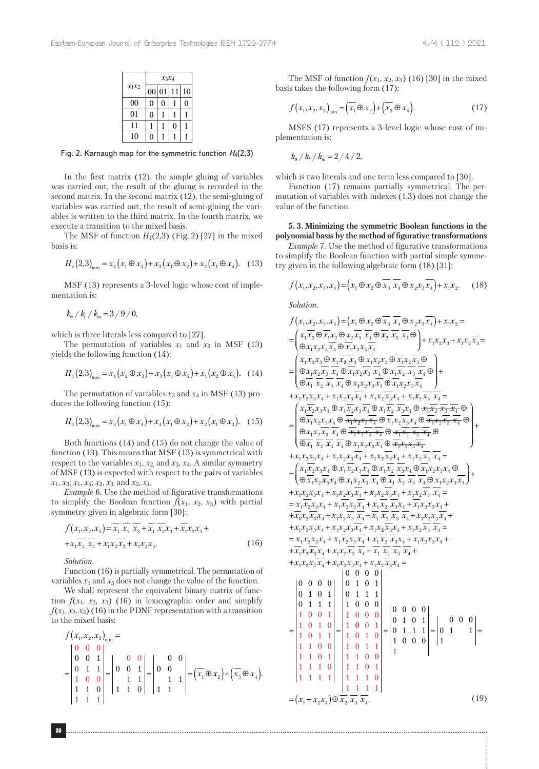|  | $x_3x_4$ | | | |
|---|---|---|---|---|
| $x_1x_2$ | 00 | 01 | 11 | 10 |
| 00 | 0 | 0 | 1 | 0 |
| 01 | 0 | 1 | 1 | 1 |
| 11 | 1 | 1 | 0 | 1 |
| 10 | 0 | 1 | 1 | 1 |

Fig. 2. Karnaugh map for the symmetric function $H_4(2,3)$

In the first matrix (12), the simple gluing of variables was carried out, the result of the gluing is recorded in the second matrix. In the second matrix (12), the semi-gluing of variables was carried out, the result of semi-gluing the variables is written to the third matrix. In the fourth matrix, we execute a transition to the mixed basis.

The MSF of function $H_4(2,3)$ (Fig. 2) [27] in the mixed basis is:

$$H_4(2,3)_{\min} = x_4(x_1 \oplus x_3) + x_3(x_1 \oplus x_2) + x_2(x_1 \oplus x_4). \quad (13)$$

MSF (13) represents a 3-level logic whose cost of implementation is:

$$k_\theta / k_l / k_{in} = 3/9/0,$$

which is three literals less compared to [27].

The permutation of variables $x_1$ and $x_2$ in MSF (13) yields the following function (14):

$$H_4(2,3)_{\min} = x_4(x_2 \oplus x_3) + x_3(x_1 \oplus x_2) + x_1(x_2 \oplus x_4). \quad (14)$$

The permutation of variables $x_3$ and $x_4$ in MSF (13) produces the following function (15):

$$H_4(2,3)_{\min} = x_3(x_1 \oplus x_4) + x_4(x_1 \oplus x_2) + x_2(x_1 \oplus x_3). \quad (15)$$

Both functions (14) and (15) do not change the value of function (13). This means that MSF (13) is symmetrical with respect to the variables $x_1$, $x_2$, and $x_3$, $x_4$. A similar symmetry of MSF (13) is expected with respect to the pairs of variables $x_1$, $x_3$; $x_1$, $x_4$; $x_2$, $x_3$, and $x_2$, $x_4$.

*Example* 6. Use the method of figurative transformations to simplify the Boolean function $f(x_1, x_2, x_3)$ with partial symmetry given in algebraic form [30]:

$$f(x_1,x_2,x_3) = \overline{x_1}\,\overline{x_2}\,\overline{x_3} + \overline{x_1}\,\overline{x_2}x_3 + \overline{x_1}x_2x_3 + x_1\overline{x_2}\,\overline{x_3} + x_1x_2\overline{x_3} + x_1x_2x_3. \quad (16)$$

*Solution.*

Function (16) is partially symmetrical. The permutation of variables $x_1$ and $x_3$ does not change the value of the function.

We shall represent the equivalent binary matrix of function $f(x_1, x_2, x_3)$ (16) in lexicographic order and simplify $f(x_1, x_2, x_3)$ (16) in the PDNF representation with a transition to the mixed basis:

$$f(x_1,x_2,x_3)_{\min} = \begin{vmatrix} 0&0&0\\0&0&1\\0&1&1\\1&0&0\\1&1&0\\1&1&1 \end{vmatrix} = \begin{vmatrix} &0&0\\0&0&1\\&1&1\\1&1&0 \end{vmatrix} = \begin{vmatrix} &0&0\\0&0&\\&&1&1\\1&1&& \end{vmatrix} = \left(\overline{x_1} \oplus x_2\right) + \left(\overline{x_3} \oplus x_4\right).$$

The MSF of function $f(x_1, x_2, x_3)$ (16) [30] in the mixed basis takes the following form (17):

$$f(x_1,x_2,x_3)_{\min} = \left(\overline{x_1} \oplus x_2\right) + \left(\overline{x_3} \oplus x_4\right). \quad (17)$$

MSFS (17) represents a 3-level logic whose cost of implementation is:

$$k_\theta / k_l / k_{in} = 2/4/2,$$

which is two literals and one term less compared to [30].

Function (17) remains partially symmetrical. The permutation of variables with indexes (1,3) does not change the value of the function.

### 5. 3. Minimizing the symmetric Boolean functions in the polynomial basis by the method of figurative transformations

*Example* 7. Use the method of figurative transformations to simplify the Boolean function with partial simple symmetry given in the following algebraic form (18) [31]:

$$f(x_1,x_2,x_3,x_4) = \left(x_1 \oplus x_2 \oplus \overline{x_3}\,\overline{x_4} \oplus x_2x_3\overline{x_4}\right) + x_1x_2. \quad (18)$$

*Solution.*

$$\begin{aligned}
&f(x_1,x_2,x_3,x_4) = \left(x_1 \oplus x_2 \oplus \overline{x_3}\,\overline{x_4} \oplus x_2x_3\overline{x_4}\right) + x_1x_2 = \\
&= \begin{pmatrix} x_1\overline{x_2} \oplus \overline{x_1}x_2 \oplus x_2\overline{x_3}\,\overline{x_4} \oplus \overline{x_2}\,\overline{x_3}\,\overline{x_4} \oplus \\ \oplus x_1x_2x_3\overline{x_4} \oplus \overline{x_1}x_2x_3\overline{x_4} \end{pmatrix} + x_1x_2x_3 + x_1x_2\overline{x_3} = \\
&= \begin{pmatrix} x_1\overline{x_2}x_3 \oplus x_1\overline{x_2}\,\overline{x_3} \oplus \overline{x_1}x_2x_3 \oplus \overline{x_1}x_2\overline{x_3} \oplus \\ \oplus x_1x_2\overline{x_3}\,\overline{x_4} \oplus \overline{x_1}x_2\overline{x_3}\,\overline{x_4} \oplus x_1\overline{x_2}\,\overline{x_3}\,\overline{x_4} \oplus \\ \oplus \overline{x_1}\,\overline{x_2}\,\overline{x_3}\,\overline{x_4} \oplus x_1x_2x_3\overline{x_4} \oplus \overline{x_1}x_2x_3\overline{x_4} \end{pmatrix} + \\
&+ x_1x_2x_3x_4 + x_1x_2x_3\overline{x_4} + x_1x_2\overline{x_3}x_4 + x_1x_2\overline{x_3}\,\overline{x_4} = \\
&= \begin{pmatrix} x_1\overline{x_2}x_3x_4 \oplus x_1\overline{x_2}x_3\overline{x_4} \oplus x_1\overline{x_2}\,\overline{x_3}x_4 \oplus \cancel{x_1\overline{x_2}\,\overline{x_3}\,\overline{x_4}} \oplus \\ \oplus \overline{x_1}x_2x_3x_4 \oplus \cancel{\overline{x_1}x_2x_3\overline{x_4}} \oplus \overline{x_1}x_2\overline{x_3}x_4 \oplus \cancel{\overline{x_1}x_2\overline{x_3}\,\overline{x_4}} \oplus \\ \oplus x_1x_2\overline{x_3}\,\overline{x_4} \oplus \cancel{\overline{x_1}x_2\overline{x_3}\,\overline{x_4}} \oplus \cancel{x_1\overline{x_2}\,\overline{x_3}\,\overline{x_4}} \oplus \\ \oplus \overline{x_1}\,\overline{x_2}\,\overline{x_3}\,\overline{x_4} \oplus x_1x_2x_3\overline{x_4} \oplus \cancel{\overline{x_1}x_2x_3\overline{x_4}} \end{pmatrix} + \\
&+ x_1x_2x_3x_4 + x_1x_2x_3\overline{x_4} + x_1x_2\overline{x_3}x_4 + x_1x_2\overline{x_3}\,\overline{x_4} = \\
&= \begin{pmatrix} x_1\overline{x_2}x_3x_4 \oplus x_1\overline{x_2}x_3\overline{x_4} \oplus x_1\overline{x_2}\,\overline{x_3}x_4 \oplus \overline{x_1}x_2x_3x_4 \oplus \\ \oplus \overline{x_1}x_2\overline{x_3}x_4 \oplus x_1x_2\overline{x_3}\,\overline{x_4} \oplus \overline{x_1}\,\overline{x_2}\,\overline{x_3}\,\overline{x_4} \oplus x_1x_2x_3\overline{x_4} \end{pmatrix} + \\
&+ x_1x_2x_3x_4 + x_1x_2x_3\overline{x_4} + x_1x_2\overline{x_3}x_4 + x_1x_2\overline{x_3}\,\overline{x_4} = \\
&= x_1\overline{x_2}x_3x_4 + x_1\overline{x_2}x_3\overline{x_4} + x_1\overline{x_2}\,\overline{x_3}x_4 + \overline{x_1}x_2x_3x_4 + \\
&+ \overline{x_1}x_2\overline{x_3}x_4 + x_1x_2\overline{x_3}\,\overline{x_4} + \overline{x_1}\,\overline{x_2}\,\overline{x_3}\,\overline{x_4} + x_1x_2x_3\overline{x_4} + \\
&+ x_1x_2x_3x_4 + x_1x_2x_3\overline{x_4} + x_1x_2\overline{x_3}x_4 + x_1x_2\overline{x_3}\,\overline{x_4} = \\
&= x_1\overline{x_2}x_3x_4 + x_1\overline{x_2}x_3\overline{x_4} + x_1\overline{x_2}\,\overline{x_3}x_4 + \overline{x_1}x_2x_3x_4 + \\
&+ \overline{x_1}x_2\overline{x_3}x_4 + x_1x_2\overline{x_3}\,\overline{x_4} + \overline{x_1}\,\overline{x_2}\,\overline{x_3}\,\overline{x_4} + \\
&+ x_1x_2x_3\overline{x_4} + x_1x_2x_3x_4 + x_1x_2\overline{x_3}x_4 =
\end{aligned}$$

$$= \begin{vmatrix} 0&0&0&0\\0&1&0&1\\0&1&1&1\\1&0&0&1\\1&0&1&0\\1&0&1&1\\1&1&0&0\\1&1&0&1\\1&1&1&0\\1&1&1&1 \end{vmatrix} = \begin{vmatrix} 0&0&0&0\\0&1&0&1\\0&1&1&1\\1&0&0&0\\1&0&0&0\\1&0&0&1\\1&0&1&0\\1&0&1&1\\1&1&0&0\\1&1&0&1\\1&1&1&0\\1&1&1&1 \end{vmatrix} = \begin{vmatrix} 0&0&0&0\\0&1&0&1\\0&1&1&1\\1&0&0&0\\1&&& \end{vmatrix} = \begin{vmatrix} &0&0&0\\0&1&&1\\1&&& \end{vmatrix} =$$

$$= (x_1 + x_2x_4) \oplus \overline{x_2}\,\overline{x_3}\,\overline{x_4}. \quad (19)$$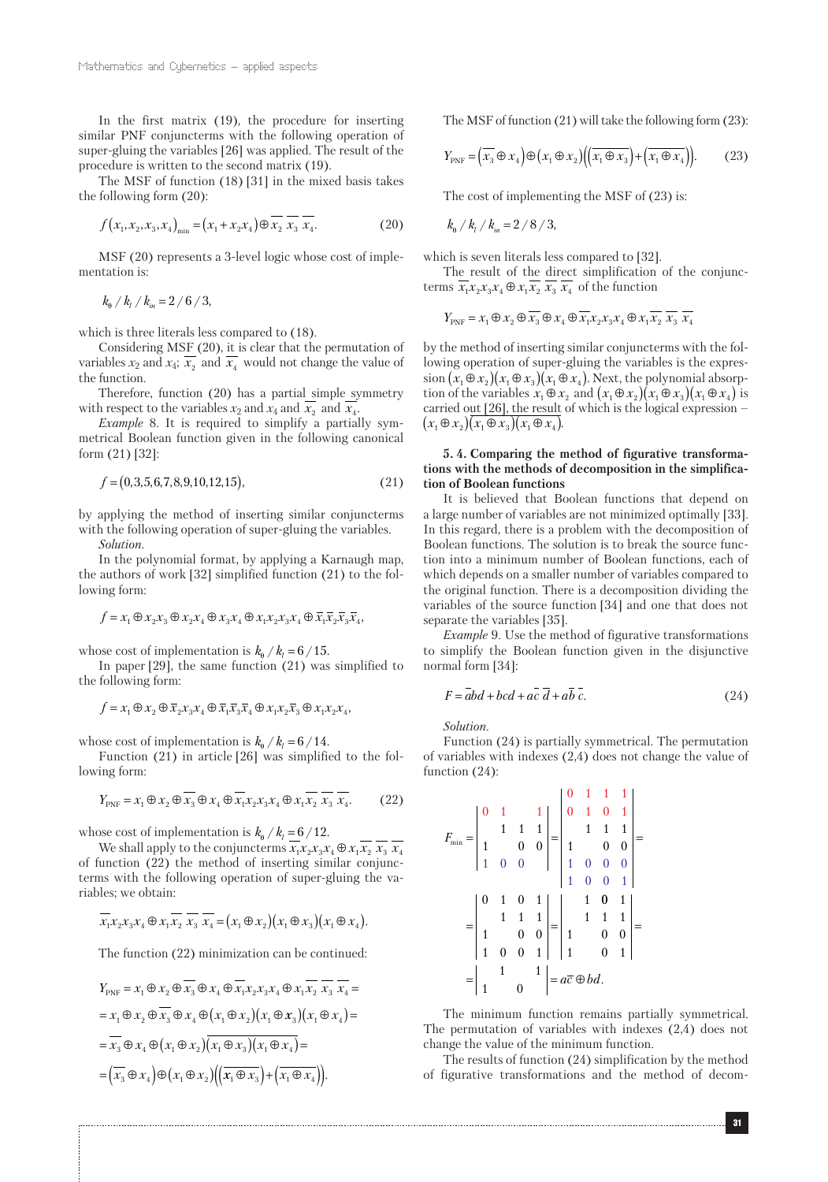In the first matrix (19), the procedure for inserting similar PNF conjuncterms with the following operation of super-gluing the variables [26] was applied. The result of the procedure is written to the second matrix (19).

The MSF of function (18) [31] in the mixed basis takes the following form (20):

$$f(x_1,x_2,x_3,x_4)_{\min} = (x_1 + x_2x_4) \oplus \overline{x_2}\ \overline{x_3}\ \overline{x_4}. \qquad (20)$$

MSF (20) represents a 3-level logic whose cost of implementation is:

$$k_\theta / k_l / k_{in} = 2/6/3,$$

which is three literals less compared to (18).

Considering MSF (20), it is clear that the permutation of variables $x_2$ and $x_4$; $\overline{x_2}$ and $\overline{x_4}$ would not change the value of the function.

Therefore, function (20) has a partial simple symmetry with respect to the variables $x_2$ and $x_4$ and $\overline{x_2}$ and $\overline{x_4}$.

*Example* 8. It is required to simplify a partially symmetrical Boolean function given in the following canonical form (21) [32]:

$$f = (0,3,5,6,7,8,9,10,12,15), \qquad (21)$$

by applying the method of inserting similar conjuncterms with the following operation of super-gluing the variables.

*Solution.*

In the polynomial format, by applying a Karnaugh map, the authors of work [32] simplified function (21) to the following form:

$$f = x_1 \oplus x_2x_3 \oplus x_2x_4 \oplus x_3x_4 \oplus x_1x_2x_3x_4 \oplus \overline{x}_1\overline{x}_2\overline{x}_3\overline{x}_4,$$

whose cost of implementation is $k_\theta / k_l = 6/15$.

In paper [29], the same function (21) was simplified to the following form:

$$f = x_1 \oplus x_2 \oplus \overline{x}_2x_3x_4 \oplus \overline{x}_1\overline{x}_3\overline{x}_4 \oplus x_1x_2\overline{x}_3 \oplus x_1x_2x_4,$$

whose cost of implementation is $k_\theta / k_l = 6/14$.

Function (21) in article [26] was simplified to the following form:

$$Y_{\text{PNF}} = x_1 \oplus x_2 \oplus \overline{x_3} \oplus x_4 \oplus \overline{x_1}x_2x_3x_4 \oplus x_1\overline{x_2}\ \overline{x_3}\ \overline{x_4}. \qquad (22)$$

whose cost of implementation is $k_\theta / k_l = 6/12$.

We shall apply to the conjuncterms $\overline{x_1}x_2x_3x_4 \oplus x_1\overline{x_2}\ \overline{x_3}\ \overline{x_4}$ of function (22) the method of inserting similar conjuncterms with the following operation of super-gluing the variables; we obtain:

$$\overline{x_1}x_2x_3x_4 \oplus x_1\overline{x_2}\ \overline{x_3}\ \overline{x_4} = (x_1 \oplus x_2)(x_1 \oplus x_3)(x_1 \oplus x_4).$$

The function (22) minimization can be continued:

$$\begin{aligned} Y_{\text{PNF}} &= x_1 \oplus x_2 \oplus \overline{x_3} \oplus x_4 \oplus \overline{x_1}x_2x_3x_4 \oplus x_1\overline{x_2}\ \overline{x_3}\ \overline{x_4} = \\ &= x_1 \oplus x_2 \oplus \overline{x_3} \oplus x_4 \oplus (x_1 \oplus x_2)(x_1 \oplus x_3)(x_1 \oplus x_4) = \\ &= \overline{x_3} \oplus x_4 \oplus (x_1 \oplus x_2)\overline{(x_1 \oplus x_3)(x_1 \oplus x_4)} = \\ &= \left(\overline{x_3} \oplus x_4\right) \oplus (x_1 \oplus x_2)\left(\left(\overline{x_1 \oplus x_3}\right) + \left(\overline{x_1 \oplus x_4}\right)\right). \end{aligned}$$

The MSF of function (21) will take the following form (23):

$$Y_{\text{PNF}} = \left(\overline{x_3} \oplus x_4\right) \oplus (x_1 \oplus x_2)\left(\left(\overline{x_1 \oplus x_3}\right) + \left(\overline{x_1 \oplus x_4}\right)\right). \qquad (23)$$

The cost of implementing the MSF of (23) is:

$$k_\theta / k_l / k_{in} = 2/8/3,$$

which is seven literals less compared to [32].

The result of the direct simplification of the conjuncterms $\overline{x_1}x_2x_3x_4 \oplus x_1\overline{x_2}\ \overline{x_3}\ \overline{x_4}$ of the function

$$Y_{\text{PNF}} = x_1 \oplus x_2 \oplus \overline{x_3} \oplus x_4 \oplus \overline{x_1}x_2x_3x_4 \oplus x_1\overline{x_2}\ \overline{x_3}\ \overline{x_4}$$

by the method of inserting similar conjuncterms with the following operation of super-gluing the variables is the expression $(x_1 \oplus x_2)(x_1 \oplus x_3)(x_1 \oplus x_4)$. Next, the polynomial absorption of the variables $x_1 \oplus x_2$ and $(x_1 \oplus x_2)(x_1 \oplus x_3)(x_1 \oplus x_4)$ is carried out [26], the result of which is the logical expression – $(x_1 \oplus x_2)\overline{(x_1 \oplus x_3)(x_1 \oplus x_4)}$.

### 5. 4. Comparing the method of figurative transformations with the methods of decomposition in the simplification of Boolean functions

It is believed that Boolean functions that depend on a large number of variables are not minimized optimally [33]. In this regard, there is a problem with the decomposition of Boolean functions. The solution is to break the source function into a minimum number of Boolean functions, each of which depends on a smaller number of variables compared to the original function. There is a decomposition dividing the variables of the source function [34] and one that does not separate the variables [35].

*Example* 9. Use the method of figurative transformations to simplify the Boolean function given in the disjunctive normal form [34]:

$$F = \overline{a}bd + bcd + a\overline{c}\ \overline{d} + a\overline{b}\ \overline{c}. \qquad (24)$$

*Solution.*

Function (24) is partially symmetrical. The permutation of variables with indexes (2,4) does not change the value of function (24):

$$F_{\min} = \begin{vmatrix} 0 & 1 & & 1 \\ & 1 & 1 & 1 \\ 1 & & 0 & 0 \\ 1 & 0 & 0 & \end{vmatrix} = \begin{vmatrix} 0 & 1 & 1 & 1 \\ 0 & 1 & 0 & 1 \\ & 1 & 1 & 1 \\ 1 & & 0 & 0 \\ 1 & 0 & 0 & 0 \\ 1 & 0 & 0 & 1 \end{vmatrix} =$$

$$= \begin{vmatrix} 0 & 1 & 0 & 1 \\ & 1 & 1 & 1 \\ 1 & & 0 & 0 \\ 1 & 0 & 0 & 1 \end{vmatrix} = \begin{vmatrix} & 1 & 0 & 1 \\ & 1 & 1 & 1 \\ 1 & & 0 & 0 \\ 1 & & 0 & 1 \end{vmatrix} =$$

$$= \begin{vmatrix} & 1 & & 1 \\ 1 & & 0 & \end{vmatrix} = a\overline{c} \oplus bd.$$

The minimum function remains partially symmetrical. The permutation of variables with indexes (2,4) does not change the value of the minimum function.

The results of function (24) simplification by the method of figurative transformations and the method of decom-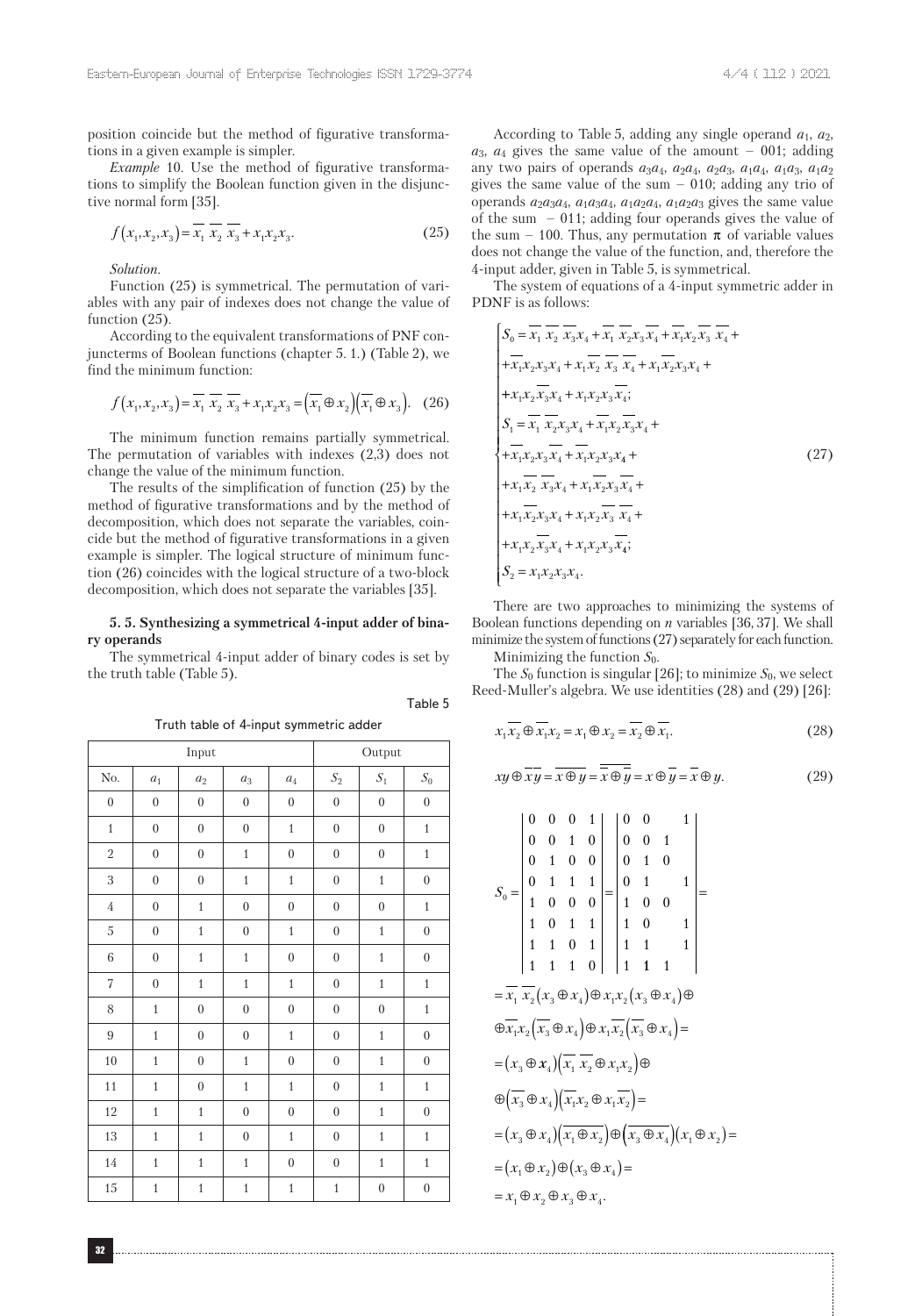position coincide but the method of figurative transformations in a given example is simpler.

*Example* 10. Use the method of figurative transformations to simplify the Boolean function given in the disjunctive normal form [35].

$$f(x_1,x_2,x_3)=\overline{x_1}\,\overline{x_2}\,\overline{x_3}+x_1x_2x_3. \tag{25}$$

*Solution*.

Function (25) is symmetrical. The permutation of variables with any pair of indexes does not change the value of function (25).

According to the equivalent transformations of PNF conjuncterms of Boolean functions (chapter 5. 1.) (Table 2), we find the minimum function:

$$f(x_1,x_2,x_3)=\overline{x_1}\,\overline{x_2}\,\overline{x_3}+x_1x_2x_3=\left(\overline{x_1}\oplus x_2\right)\left(\overline{x_1}\oplus x_3\right). \tag{26}$$

The minimum function remains partially symmetrical. The permutation of variables with indexes (2,3) does not change the value of the minimum function.

The results of the simplification of function (25) by the method of figurative transformations and by the method of decomposition, which does not separate the variables, coincide but the method of figurative transformations in a given example is simpler. The logical structure of minimum function (26) coincides with the logical structure of a two-block decomposition, which does not separate the variables [35].

### 5. 5. Synthesizing a symmetrical 4-input adder of binary operands

The symmetrical 4-input adder of binary codes is set by the truth table (Table 5).

Table 5

Truth table of 4-input symmetric adder

| Input | | | | | Output | | |
|---|---|---|---|---|---|---|---|
| No. | $a_1$ | $a_2$ | $a_3$ | $a_4$ | $S_2$ | $S_1$ | $S_0$ |
| 0 | 0 | 0 | 0 | 0 | 0 | 0 | 0 |
| 1 | 0 | 0 | 0 | 1 | 0 | 0 | 1 |
| 2 | 0 | 0 | 1 | 0 | 0 | 0 | 1 |
| 3 | 0 | 0 | 1 | 1 | 0 | 1 | 0 |
| 4 | 0 | 1 | 0 | 0 | 0 | 0 | 1 |
| 5 | 0 | 1 | 0 | 1 | 0 | 1 | 0 |
| 6 | 0 | 1 | 1 | 0 | 0 | 1 | 0 |
| 7 | 0 | 1 | 1 | 1 | 0 | 1 | 1 |
| 8 | 1 | 0 | 0 | 0 | 0 | 0 | 1 |
| 9 | 1 | 0 | 0 | 1 | 0 | 1 | 0 |
| 10 | 1 | 0 | 1 | 0 | 0 | 1 | 0 |
| 11 | 1 | 0 | 1 | 1 | 0 | 1 | 1 |
| 12 | 1 | 1 | 0 | 0 | 0 | 1 | 0 |
| 13 | 1 | 1 | 0 | 1 | 0 | 1 | 1 |
| 14 | 1 | 1 | 1 | 0 | 0 | 1 | 1 |
| 15 | 1 | 1 | 1 | 1 | 1 | 0 | 0 |

According to Table 5, adding any single operand $a_1$, $a_2$, $a_3$, $a_4$ gives the same value of the amount – 001; adding any two pairs of operands $a_3a_4$, $a_2a_4$, $a_2a_3$, $a_1a_4$, $a_1a_3$, $a_1a_2$ gives the same value of the sum – 010; adding any trio of operands $a_2a_3a_4$, $a_1a_3a_4$, $a_1a_2a_4$, $a_1a_2a_3$ gives the same value of the sum – 011; adding four operands gives the value of the sum – 100. Thus, any permutation $\pi$ of variable values does not change the value of the function, and, therefore the 4-input adder, given in Table 5, is symmetrical.

The system of equations of a 4-input symmetric adder in PDNF is as follows:

$$\begin{cases}
S_0=\overline{x_1}\,\overline{x_2}\,\overline{x_3}x_4+\overline{x_1}\,\overline{x_2}x_3\overline{x_4}+\overline{x_1}x_2\overline{x_3}\,\overline{x_4}+\\
+\overline{x_1}x_2x_3x_4+x_1\overline{x_2}\,\overline{x_3}\,\overline{x_4}+x_1\overline{x_2}x_3x_4+\\
+x_1x_2\overline{x_3}x_4+x_1x_2x_3\overline{x_4};\\
S_1=\overline{x_1}\,\overline{x_2}x_3x_4+\overline{x_1}x_2\overline{x_3}x_4+\\
+\overline{x_1}x_2x_3\overline{x_4}+\overline{x_1}x_2x_3x_4+\\
+x_1\overline{x_2}\,\overline{x_3}x_4+x_1\overline{x_2}x_3\overline{x_4}+\\
+x_1\overline{x_2}x_3x_4+x_1x_2\overline{x_3}\,\overline{x_4}+\\
+x_1x_2\overline{x_3}x_4+x_1x_2x_3\overline{x_4};\\
S_2=x_1x_2x_3x_4.
\end{cases} \tag{27}$$

There are two approaches to minimizing the systems of Boolean functions depending on $n$ variables [36, 37]. We shall minimize the system of functions (27) separately for each function.

Minimizing the function $S_0$.

The $S_0$ function is singular [26]; to minimize $S_0$, we select Reed-Muller's algebra. We use identities (28) and (29) [26]:

$$x_1\overline{x_2}\oplus\overline{x_1}x_2=x_1\oplus x_2=\overline{x_2}\oplus\overline{x_1}. \tag{28}$$

$$xy\oplus\overline{x}\,\overline{y}=\overline{x\oplus y}=\overline{\overline{x}\oplus\overline{y}}=x\oplus\overline{y}=\overline{x}\oplus y. \tag{29}$$

$$S_0=\begin{vmatrix}0&0&0&1\\0&0&1&0\\0&1&0&0\\0&1&1&1\\1&0&0&0\\1&0&1&1\\1&1&0&1\\1&1&1&0\end{vmatrix}=\begin{vmatrix}0&0&&1\\0&0&1&\\0&1&0&\\0&1&&1\\1&0&0&\\1&0&&1\\1&1&&1\\1&1&1&\end{vmatrix}=$$

$$=\overline{x_1}\,\overline{x_2}\left(x_3\oplus x_4\right)\oplus x_1x_2\left(x_3\oplus x_4\right)\oplus$$

$$\oplus\overline{x_1}x_2\left(\overline{x_3}\oplus x_4\right)\oplus x_1\overline{x_2}\left(\overline{x_3}\oplus x_4\right)=$$

$$=\left(x_3\oplus x_4\right)\left(\overline{x_1}\,\overline{x_2}\oplus x_1x_2\right)\oplus$$

$$\oplus\left(\overline{x_3}\oplus x_4\right)\left(\overline{x_1}x_2\oplus x_1\overline{x_2}\right)=$$

$$=\left(x_3\oplus x_4\right)\left(\overline{x_1\oplus x_2}\right)\oplus\left(\overline{x_3\oplus x_4}\right)\left(x_1\oplus x_2\right)=$$

$$=\left(x_1\oplus x_2\right)\oplus\left(x_3\oplus x_4\right)=$$

$$=x_1\oplus x_2\oplus x_3\oplus x_4.$$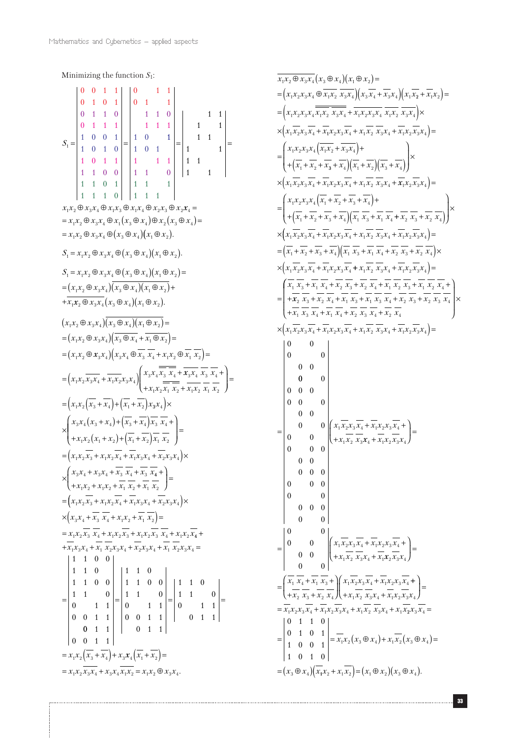Minimizing the function $S_1$:

$$
S_1=\left|\begin{array}{cccc}
0 & 0 & 1 & 1\\
0 & 1 & 0 & 1\\
0 & 1 & 1 & 0\\
0 & 1 & 1 & 1\\
1 & 0 & 0 & 1\\
1 & 0 & 1 & 0\\
1 & 0 & 1 & 1\\
1 & 1 & 0 & 0\\
1 & 1 & 0 & 1\\
1 & 1 & 1 & 0
\end{array}\right|=
\left|\begin{array}{cccc}
0 &  & 1 & 1\\
0 & 1 &  & 1\\
 & 1 & 1 & 0\\
 & 1 & 1 & 1\\
1 & 0 &  & 1\\
1 & 0 & 1 & \\
1 &  & 1 & 1\\
1 & 1 &  & 0\\
1 & 1 &  & 1\\
1 & 1 & 1 & 
\end{array}\right|=
\left|\begin{array}{cccc}
 &  & 1 & 1\\
 & 1 &  & 1\\
 & 1 & 1 & \\
1 &  &  & 1\\
1 & 1 &  & \\
1 &  & 1 & 
\end{array}\right|=
$$

$$
x_1x_2 \oplus x_3x_4 \oplus x_1x_3 \oplus x_1x_4 \oplus x_2x_3 \oplus x_2x_4 =
$$
$$
= x_1x_2 \oplus x_3x_4 \oplus x_1(x_3 \oplus x_4) \oplus x_2(x_3 \oplus x_4) =
$$
$$
= x_1x_2 \oplus x_3x_4 \oplus (x_3 \oplus x_4)(x_1 \oplus x_2).
$$

$$
S_1 = x_1x_2 \oplus x_3x_4 \oplus (x_3 \oplus x_4)(x_1 \oplus x_2).
$$

$$
S_1 = x_1x_2 \oplus x_3x_4 \oplus (x_3 \oplus x_4)(x_1 \oplus x_2) =
$$
$$
=(x_1x_2 \oplus x_3x_4)\overline{(x_3 \oplus x_4)(x_1 \oplus x_2)}+
$$
$$
+\overline{x_1x_2 \oplus x_3x_4}(x_3 \oplus x_4)(x_1 \oplus x_2).
$$

$$
(x_1x_2 \oplus x_3x_4)\overline{(x_3 \oplus x_4)(x_1 \oplus x_2)} =
$$
$$
=(x_1x_2 \oplus x_3x_4)\left(\overline{x_3 \oplus x_4}+\overline{x_1 \oplus x_2}\right)=
$$
$$
=(x_1x_2 \oplus x_3x_4)\left(x_3x_4 \oplus \bar{x}_3\bar{x}_4 + x_1x_2 \oplus \bar{x}_1\bar{x}_2\right)=
$$
$$
=\left(x_1x_2\overline{x_3x_4}+\overline{x_1x_2}x_3x_4\right)\begin{pmatrix} x_3x_4\overline{\bar{x}_3\bar{x}_4}+\overline{x_3x_4}\,\bar{x}_3\bar{x}_4+ \\ +x_1x_2\overline{\bar{x}_1\bar{x}_2}+\overline{x_1x_2}\,\bar{x}_1\bar{x}_2\end{pmatrix}=
$$
$$
=\left(x_1x_2\left(\bar{x}_3+\bar{x}_4\right)+\left(\bar{x}_1+\bar{x}_2\right)x_3x_4\right)\times
$$
$$
\times\begin{pmatrix} x_3x_4(x_3+x_4)+\left(\bar{x}_3+\bar{x}_4\right)\bar{x}_3\bar{x}_4+ \\ +x_1x_2(x_1+x_2)+\left(\bar{x}_1+\bar{x}_2\right)\bar{x}_1\bar{x}_2\end{pmatrix}=
$$
$$
=\left(x_1x_2\bar{x}_3+x_1x_2\bar{x}_4+\bar{x}_1x_3x_4+\bar{x}_2x_3x_4\right)\times
$$
$$
\times\begin{pmatrix} x_3x_4+x_3x_4+\bar{x}_3\bar{x}_4+\bar{x}_3\bar{x}_4+ \\ +x_1x_2+x_1x_2+\bar{x}_1\bar{x}_2+\bar{x}_1\bar{x}_2\end{pmatrix}=
$$
$$
=\left(x_1x_2\bar{x}_3+x_1x_2\bar{x}_4+\bar{x}_1x_3x_4+\bar{x}_2x_3x_4\right)\times
$$
$$
\times\left(x_3x_4+\bar{x}_3\bar{x}_4+x_1x_2+\bar{x}_1\bar{x}_2\right)=
$$
$$
= x_1x_2\bar{x}_3\bar{x}_4 + x_1x_2\bar{x}_3 + x_1x_2\bar{x}_3\bar{x}_4 + x_1x_2\bar{x}_4 +
$$
$$
+\bar{x}_1x_3x_4+\bar{x}_1\bar{x}_2x_3x_4+\bar{x}_2x_3x_4+\bar{x}_1\bar{x}_2x_3x_4=
$$

$$
=\left|\begin{array}{cccc}
1 & 1 & 0 & 0\\
1 & 1 & 0 & \\
1 & 1 & 0 & 0\\
1 & 1 &  & 0\\
0 &  & 1 & 1\\
0 & 0 & 1 & 1\\
 & 0 & 1 & 1\\
0 & 0 & 1 & 1
\end{array}\right|=
\left|\begin{array}{cccc}
1 & 1 & 0 & \\
1 & 1 & 0 & 0\\
1 & 1 &  & 0\\
0 &  & 1 & 1\\
0 & 0 & 1 & 1\\
 & 0 & 1 & 1
\end{array}\right|=
\left|\begin{array}{cccc}
1 & 1 & 0 & \\
1 & 1 &  & 0\\
0 &  & 1 & 1\\
 & 0 & 1 & 1
\end{array}\right|=
$$
$$
= x_1x_2\left(\bar{x}_3+\bar{x}_4\right)+x_3x_4\left(\bar{x}_1+\bar{x}_2\right)=
$$
$$
= x_1x_2\overline{x_3x_4}+x_3x_4\overline{x_1x_2}=x_1x_2 \oplus x_3x_4.
$$

$$
\overline{x_1x_2 \oplus x_3x_4}(x_3 \oplus x_4)(x_1 \oplus x_2)=
$$
$$
=\left(x_1x_2x_3x_4 \oplus \overline{x_1x_2}\,\overline{x_3x_4}\right)\left(x_3\bar{x}_4+\bar{x}_3x_4\right)\left(x_1\bar{x}_2+\bar{x}_1x_2\right)=
$$
$$
=\left(x_1x_2x_3x_4\overline{\overline{x_1x_2}\,\overline{x_3x_4}}+\overline{x_1x_2x_3x_4}\,\overline{x_1x_2}\,\overline{x_3x_4}\right)\times
$$
$$
\times\left(x_1\bar{x}_2x_3\bar{x}_4+\bar{x}_1x_2x_3\bar{x}_4+x_1\bar{x}_2\bar{x}_3x_4+\bar{x}_1x_2\bar{x}_3x_4\right)=
$$
$$
=\begin{pmatrix} x_1x_2x_3x_4\left(\overline{x_1x_2}+\overline{x_3x_4}\right)+ \\ +\left(\bar{x}_1+\bar{x}_2+\bar{x}_3+\bar{x}_4\right)\left(\bar{x}_1+\bar{x}_2\right)\left(\bar{x}_3+\bar{x}_4\right)\end{pmatrix}\times
$$
$$
\times\left(x_1\bar{x}_2x_3\bar{x}_4+\bar{x}_1x_2x_3\bar{x}_4+x_1\bar{x}_2\bar{x}_3x_4+\bar{x}_1x_2\bar{x}_3x_4\right)=
$$
$$
=\begin{pmatrix} x_1x_2x_3x_4\left(\bar{x}_1+\bar{x}_2+\bar{x}_3+\bar{x}_4\right)+ \\ +\left(\bar{x}_1+\bar{x}_2+\bar{x}_3+\bar{x}_4\right)\left(\bar{x}_1\bar{x}_3+\bar{x}_1\bar{x}_4+\bar{x}_2\bar{x}_3+\bar{x}_2\bar{x}_4\right)\end{pmatrix}\times
$$
$$
\times\left(x_1\bar{x}_2x_3\bar{x}_4+\bar{x}_1x_2x_3\bar{x}_4+x_1\bar{x}_2\bar{x}_3x_4+\bar{x}_1x_2\bar{x}_3x_4\right)=
$$
$$
=\left(\bar{x}_1+\bar{x}_2+\bar{x}_3+\bar{x}_4\right)\left(\bar{x}_1\bar{x}_3+\bar{x}_1\bar{x}_4+\bar{x}_2\bar{x}_3+\bar{x}_2\bar{x}_4\right)\times
$$
$$
\times\left(x_1\bar{x}_2x_3\bar{x}_4+\bar{x}_1x_2x_3\bar{x}_4+x_1\bar{x}_2\bar{x}_3x_4+\bar{x}_1x_2\bar{x}_3x_4\right)=
$$
$$
=\begin{pmatrix} \bar{x}_1\bar{x}_3+\bar{x}_1\bar{x}_4+\bar{x}_2\bar{x}_3+\bar{x}_2\bar{x}_4+\bar{x}_1\bar{x}_2\bar{x}_3+\bar{x}_1\bar{x}_2\bar{x}_4+ \\ +\bar{x}_2\bar{x}_3+\bar{x}_2\bar{x}_4+\bar{x}_1\bar{x}_3+\bar{x}_1\bar{x}_3\bar{x}_4+\bar{x}_2\bar{x}_3+\bar{x}_2\bar{x}_3\bar{x}_4+ \\ +\bar{x}_1\bar{x}_3\bar{x}_4+\bar{x}_1\bar{x}_4+\bar{x}_2\bar{x}_3\bar{x}_4+\bar{x}_2\bar{x}_4\end{pmatrix}\times
$$
$$
\times\left(x_1\bar{x}_2x_3\bar{x}_4+\bar{x}_1x_2x_3\bar{x}_4+x_1\bar{x}_2\bar{x}_3x_4+\bar{x}_1x_2\bar{x}_3x_4\right)=
$$

$$
=\left|\begin{array}{cccc}
0 &  & 0 & \\
0 &  &  & 0\\
 & 0 & 0 & \\
 & 0 &  & 0\\
0 & 0 & 0 & \\
0 & 0 &  & 0\\
 & 0 & 0 & \\
 & 0 &  & 0\\
0 &  & 0 & \\
0 &  & 0 & 0\\
 & 0 & 0 & \\
 & 0 & 0 & 0\\
0 &  & 0 & 0\\
0 &  &  & 0\\
 & 0 & 0 & 0\\
 & 0 &  & 0
\end{array}\right|\begin{pmatrix} x_1\bar{x}_2x_3\bar{x}_4+\bar{x}_1x_2x_3\bar{x}_4+ \\ +x_1\bar{x}_2\bar{x}_3x_4+\bar{x}_1x_2\bar{x}_3x_4\end{pmatrix}=
$$

$$
=\left|\begin{array}{cccc}
0 &  &  & 0\\
0 &  & 0 & \\
 & 0 & 0 & \\
 & 0 &  & 0
\end{array}\right|\begin{pmatrix} x_1\bar{x}_2x_3\bar{x}_4+\bar{x}_1x_2x_3\bar{x}_4+ \\ +x_1\bar{x}_2\bar{x}_3x_4+\bar{x}_1x_2\bar{x}_3x_4\end{pmatrix}=
$$
$$
=\begin{pmatrix} \bar{x}_1\bar{x}_4+\bar{x}_1\bar{x}_3+ \\ +\bar{x}_2\bar{x}_3+\bar{x}_2\bar{x}_4\end{pmatrix}\begin{pmatrix} x_1\bar{x}_2x_3\bar{x}_4+\bar{x}_1x_2x_3\bar{x}_4+ \\ +x_1\bar{x}_2\bar{x}_3x_4+\bar{x}_1x_2\bar{x}_3x_4\end{pmatrix}=
$$
$$
=\bar{x}_1x_2x_3\bar{x}_4+\bar{x}_1x_2\bar{x}_3x_4+x_1\bar{x}_2\bar{x}_3x_4+x_1\bar{x}_2x_3\bar{x}_4=
$$
$$
=\left|\begin{array}{cccc}
0 & 1 & 1 & 0\\
0 & 1 & 0 & 1\\
1 & 0 & 0 & 1\\
1 & 0 & 1 & 0
\end{array}\right|=\bar{x}_1x_2(x_3 \oplus x_4)+x_1\bar{x}_2(x_3 \oplus x_4)=
$$
$$
=(x_3 \oplus x_4)\left(\bar{x}_1x_2+x_1\bar{x}_2\right)=(x_1 \oplus x_2)(x_3 \oplus x_4).
$$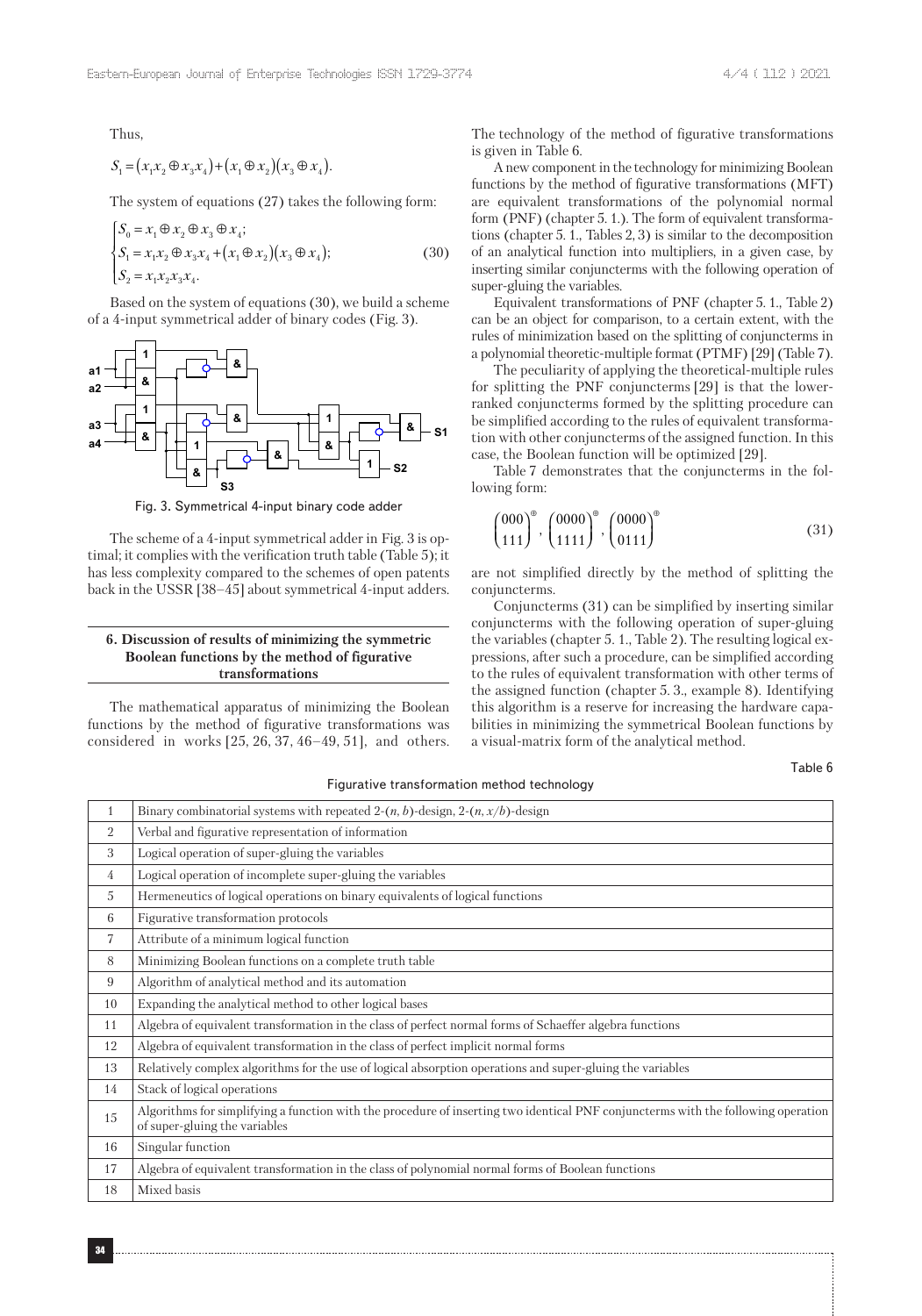Thus,

$$S_1 = (x_1x_2 \oplus x_3x_4) + (x_1 \oplus x_2)(x_3 \oplus x_4).$$

The system of equations (27) takes the following form:

$$\begin{cases} S_0 = x_1 \oplus x_2 \oplus x_3 \oplus x_4; \\ S_1 = x_1x_2 \oplus x_3x_4 + (x_1 \oplus x_2)(x_3 \oplus x_4); \\ S_2 = x_1x_2x_3x_4. \end{cases} \quad (30)$$

Based on the system of equations (30), we build a scheme of a 4-input symmetrical adder of binary codes (Fig. 3).

Fig. 3. Symmetrical 4-input binary code adder

The scheme of a 4-input symmetrical adder in Fig. 3 is optimal; it complies with the verification truth table (Table 5); it has less complexity compared to the schemes of open patents back in the USSR [38–45] about symmetrical 4-input adders.

## 6. Discussion of results of minimizing the symmetric Boolean functions by the method of figurative transformations

The mathematical apparatus of minimizing the Boolean functions by the method of figurative transformations was considered in works [25, 26, 37, 46–49, 51], and others. The technology of the method of figurative transformations is given in Table 6.

A new component in the technology for minimizing Boolean functions by the method of figurative transformations (MFT) are equivalent transformations of the polynomial normal form (PNF) (chapter 5. 1.). The form of equivalent transformations (chapter 5. 1., Tables 2, 3) is similar to the decomposition of an analytical function into multipliers, in a given case, by inserting similar conjuncterms with the following operation of super-gluing the variables.

Equivalent transformations of PNF (chapter 5. 1., Table 2) can be an object for comparison, to a certain extent, with the rules of minimization based on the splitting of conjuncterms in a polynomial theoretic-multiple format (PTMF) [29] (Table 7).

The peculiarity of applying the theoretical-multiple rules for splitting the PNF conjuncterms [29] is that the lower-ranked conjuncterms formed by the splitting procedure can be simplified according to the rules of equivalent transformation with other conjuncterms of the assigned function. In this case, the Boolean function will be optimized [29].

Table 7 demonstrates that the conjuncterms in the following form:

$$\begin{pmatrix} 000 \\ 111 \end{pmatrix}^{\oplus}, \begin{pmatrix} 0000 \\ 1111 \end{pmatrix}^{\oplus}, \begin{pmatrix} 0000 \\ 0111 \end{pmatrix}^{\oplus} \quad (31)$$

are not simplified directly by the method of splitting the conjuncterms.

Conjuncterms (31) can be simplified by inserting similar conjuncterms with the following operation of super-gluing the variables (chapter 5. 1., Table 2). The resulting logical expressions, after such a procedure, can be simplified according to the rules of equivalent transformation with other terms of the assigned function (chapter 5. 3., example 8). Identifying this algorithm is a reserve for increasing the hardware capabilities in minimizing the symmetrical Boolean functions by a visual-matrix form of the analytical method.

Table 6

Figurative transformation method technology

| | |
|---|---|
| 1 | Binary combinatorial systems with repeated 2-($n$, $b$)-design, 2-($n$, $x/b$)-design |
| 2 | Verbal and figurative representation of information |
| 3 | Logical operation of super-gluing the variables |
| 4 | Logical operation of incomplete super-gluing the variables |
| 5 | Hermeneutics of logical operations on binary equivalents of logical functions |
| 6 | Figurative transformation protocols |
| 7 | Attribute of a minimum logical function |
| 8 | Minimizing Boolean functions on a complete truth table |
| 9 | Algorithm of analytical method and its automation |
| 10 | Expanding the analytical method to other logical bases |
| 11 | Algebra of equivalent transformation in the class of perfect normal forms of Schaeffer algebra functions |
| 12 | Algebra of equivalent transformation in the class of perfect implicit normal forms |
| 13 | Relatively complex algorithms for the use of logical absorption operations and super-gluing the variables |
| 14 | Stack of logical operations |
| 15 | Algorithms for simplifying a function with the procedure of inserting two identical PNF conjuncterms with the following operation of super-gluing the variables |
| 16 | Singular function |
| 17 | Algebra of equivalent transformation in the class of polynomial normal forms of Boolean functions |
| 18 | Mixed basis |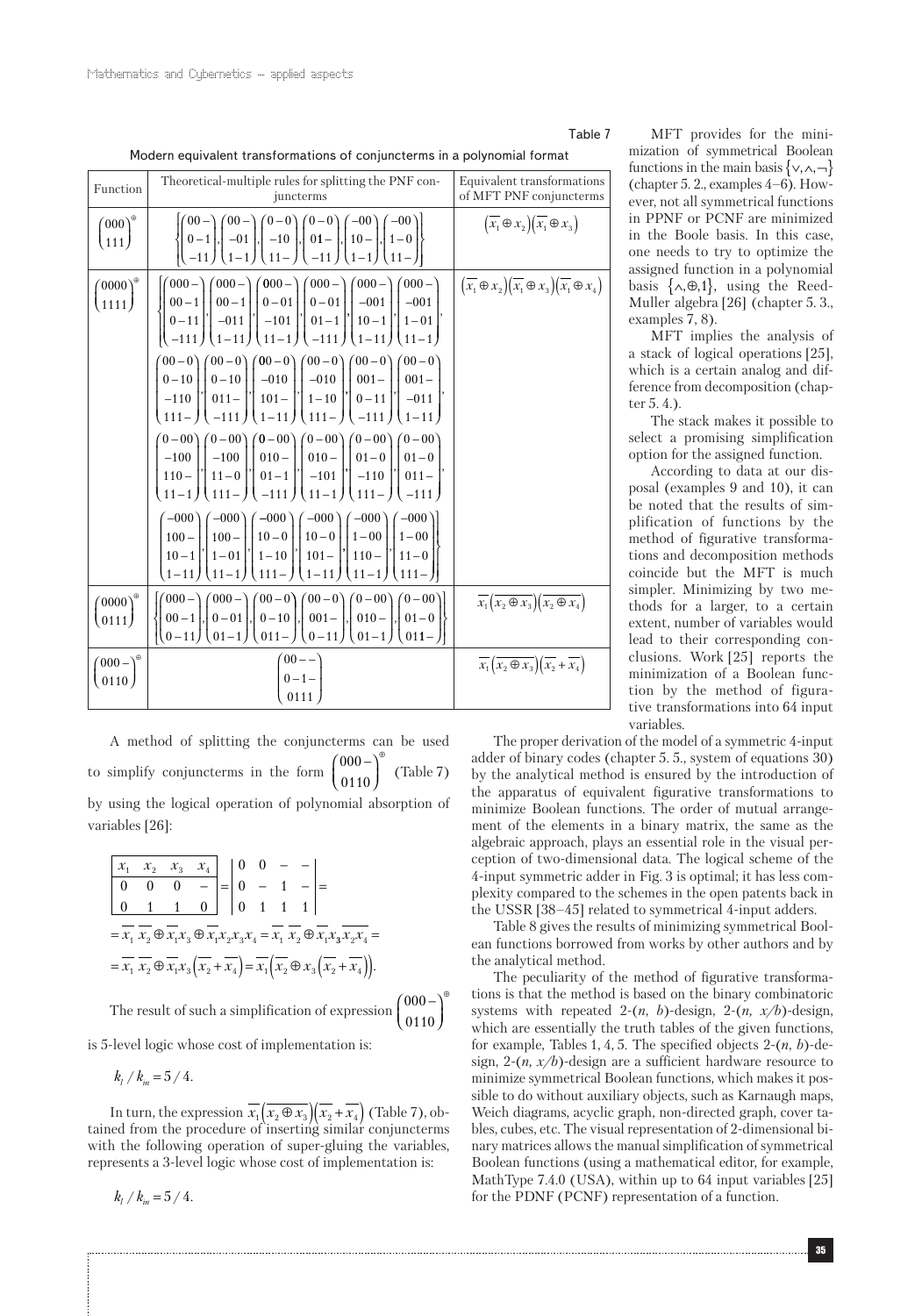Table 7

Modern equivalent transformations of conjuncterms in a polynomial format

| Function | Theoretical-multiple rules for splitting the PNF conjuncterms | Equivalent transformations of MFT PNF conjuncterms |
|---|---|---|
| $\begin{pmatrix}000\\111\end{pmatrix}^{\oplus}$ | $\left\{\begin{pmatrix}00-\\0-1\\-11\end{pmatrix},\begin{pmatrix}00-\\-01\\1-1\end{pmatrix},\begin{pmatrix}0-0\\-10\\11-\end{pmatrix},\begin{pmatrix}0-0\\01-\\-11\end{pmatrix},\begin{pmatrix}-00\\10-\\1-1\end{pmatrix},\begin{pmatrix}-00\\1-0\\11-\end{pmatrix}\right\}$ | $\left(\overline{x_1}\oplus x_2\right)\left(\overline{x_1}\oplus x_3\right)$ |
| $\begin{pmatrix}0000\\1111\end{pmatrix}^{\oplus}$ | $\left\{\begin{pmatrix}000-\\00-1\\0-11\\-111\end{pmatrix},\begin{pmatrix}000-\\00-1\\-011\\1-11\end{pmatrix},\begin{pmatrix}000-\\0-01\\-101\\11-1\end{pmatrix},\begin{pmatrix}000-\\0-01\\01-1\\-111\end{pmatrix},\begin{pmatrix}000-\\-001\\10-1\\1-11\end{pmatrix},\begin{pmatrix}000-\\-001\\1-01\\11-1\end{pmatrix},\right.$ $\begin{pmatrix}00-0\\0-10\\-110\\111-\end{pmatrix},\begin{pmatrix}00-0\\0-10\\011-\\-111\end{pmatrix},\begin{pmatrix}00-0\\-010\\101-\\1-11\end{pmatrix},\begin{pmatrix}00-0\\-010\\1-10\\111-\end{pmatrix},\begin{pmatrix}00-0\\001-\\0-11\\-111\end{pmatrix},\begin{pmatrix}00-0\\001-\\-011\\1-11\end{pmatrix},$ $\begin{pmatrix}0-00\\-100\\110-\\11-1\end{pmatrix},\begin{pmatrix}0-00\\-100\\11-0\\111-\end{pmatrix},\begin{pmatrix}0-00\\010-\\01-1\\-111\end{pmatrix},\begin{pmatrix}0-00\\010-\\-101\\11-1\end{pmatrix},\begin{pmatrix}0-00\\01-0\\-110\\111-\end{pmatrix},\begin{pmatrix}0-00\\01-0\\011-\\-111\end{pmatrix},$ $\left.\begin{pmatrix}-000\\100-\\10-1\\1-11\end{pmatrix},\begin{pmatrix}-000\\100-\\1-01\\11-1\end{pmatrix},\begin{pmatrix}-000\\10-0\\1-10\\111-\end{pmatrix},\begin{pmatrix}-000\\10-0\\101-\\1-11\end{pmatrix},\begin{pmatrix}-000\\1-00\\110-\\11-1\end{pmatrix},\begin{pmatrix}-000\\1-00\\11-0\\111-\end{pmatrix}\right\}$ | $\left(\overline{x_1}\oplus x_2\right)\left(\overline{x_1}\oplus x_3\right)\left(\overline{x_1}\oplus x_4\right)$ |
| $\begin{pmatrix}0000\\0111\end{pmatrix}^{\oplus}$ | $\left\{\begin{pmatrix}000-\\00-1\\0-11\end{pmatrix},\begin{pmatrix}000-\\0-01\\01-1\end{pmatrix},\begin{pmatrix}00-0\\0-10\\011-\end{pmatrix},\begin{pmatrix}00-0\\001-\\0-11\end{pmatrix},\begin{pmatrix}0-00\\010-\\01-1\end{pmatrix},\begin{pmatrix}0-00\\01-0\\011-\end{pmatrix}\right\}$ | $\overline{x_1}\left(\overline{x_2\oplus x_3}\right)\left(\overline{x_2\oplus x_4}\right)$ |
| $\begin{pmatrix}000-\\0110\end{pmatrix}^{\oplus}$ | $\begin{pmatrix}00--\\0-1-\\0111\end{pmatrix}$ | $\overline{x_1}\left(\overline{x_2\oplus x_3}\right)\left(\overline{x_2+x_4}\right)$ |

A method of splitting the conjuncterms can be used to simplify conjuncterms in the form $\begin{pmatrix}000-\\0110\end{pmatrix}^{\oplus}$ (Table 7) by using the logical operation of polynomial absorption of variables [26]:

$$\begin{vmatrix} x_1 & x_2 & x_3 & x_4 \\ 0 & 0 & 0 & - \\ 0 & 1 & 1 & 0 \end{vmatrix} = \begin{vmatrix} 0 & 0 & - & - \\ 0 & - & 1 & - \\ 0 & 1 & 1 & 1 \end{vmatrix} =$$

$$= \overline{x_1}\,\overline{x_2} \oplus \overline{x_1}x_3 \oplus \overline{x_1}x_2x_3x_4 = \overline{x_1}\,\overline{x_2} \oplus \overline{x_1}x_3\overline{x_2x_4} =$$

$$= \overline{x_1}\,\overline{x_2} \oplus \overline{x_1}x_3\left(\overline{x_2}+\overline{x_4}\right) = \overline{x_1}\left(\overline{x_2} \oplus x_3\left(\overline{x_2}+\overline{x_4}\right)\right).$$

The result of such a simplification of expression $\begin{pmatrix}000-\\0110\end{pmatrix}^{\oplus}$ is 5-level logic whose cost of implementation is:

$$k_l / k_{in} = 5/4.$$

In turn, the expression $\overline{x_1}\left(\overline{x_2\oplus x_3}\right)\left(\overline{x_2+x_4}\right)$ (Table 7), obtained from the procedure of inserting similar conjuncterms with the following operation of super-gluing the variables, represents a 3-level logic whose cost of implementation is:

$$k_l / k_{in} = 5/4.$$

MFT provides for the minimization of symmetrical Boolean functions in the main basis $\{\vee,\wedge,\neg\}$ (chapter 5. 2., examples 4–6). However, not all symmetrical functions in PPNF or PCNF are minimized in the Boole basis. In this case, one needs to try to optimize the assigned function in a polynomial basis $\{\wedge,\oplus,1\}$, using the Reed-Muller algebra [26] (chapter 5. 3., examples 7, 8).

MFT implies the analysis of a stack of logical operations [25], which is a certain analog and difference from decomposition (chapter 5. 4.).

The stack makes it possible to select a promising simplification option for the assigned function.

According to data at our disposal (examples 9 and 10), it can be noted that the results of simplification of functions by the method of figurative transformations and decomposition methods coincide but the MFT is much simpler. Minimizing by two methods for a larger, to a certain extent, number of variables would lead to their corresponding conclusions. Work [25] reports the minimization of a Boolean function by the method of figurative transformations into 64 input variables.

The proper derivation of the model of a symmetric 4-input adder of binary codes (chapter 5. 5., system of equations 30) by the analytical method is ensured by the introduction of the apparatus of equivalent figurative transformations to minimize Boolean functions. The order of mutual arrangement of the elements in a binary matrix, the same as the algebraic approach, plays an essential role in the visual perception of two-dimensional data. The logical scheme of the 4-input symmetric adder in Fig. 3 is optimal; it has less complexity compared to the schemes in the open patents back in the USSR [38–45] related to symmetrical 4-input adders.

Table 8 gives the results of minimizing symmetrical Boolean functions borrowed from works by other authors and by the analytical method.

The peculiarity of the method of figurative transformations is that the method is based on the binary combinatoric systems with repeated 2-($n$, $b$)-design, 2-($n$, $x/b$)-design, which are essentially the truth tables of the given functions, for example, Tables 1, 4, 5. The specified objects 2-($n$, $b$)-design, 2-($n$, $x/b$)-design are a sufficient hardware resource to minimize symmetrical Boolean functions, which makes it possible to do without auxiliary objects, such as Karnaugh maps, Weich diagrams, acyclic graph, non-directed graph, cover tables, cubes, etc. The visual representation of 2-dimensional binary matrices allows the manual simplification of symmetrical Boolean functions (using a mathematical editor, for example, MathType 7.4.0 (USA), within up to 64 input variables [25] for the PDNF (PCNF) representation of a function.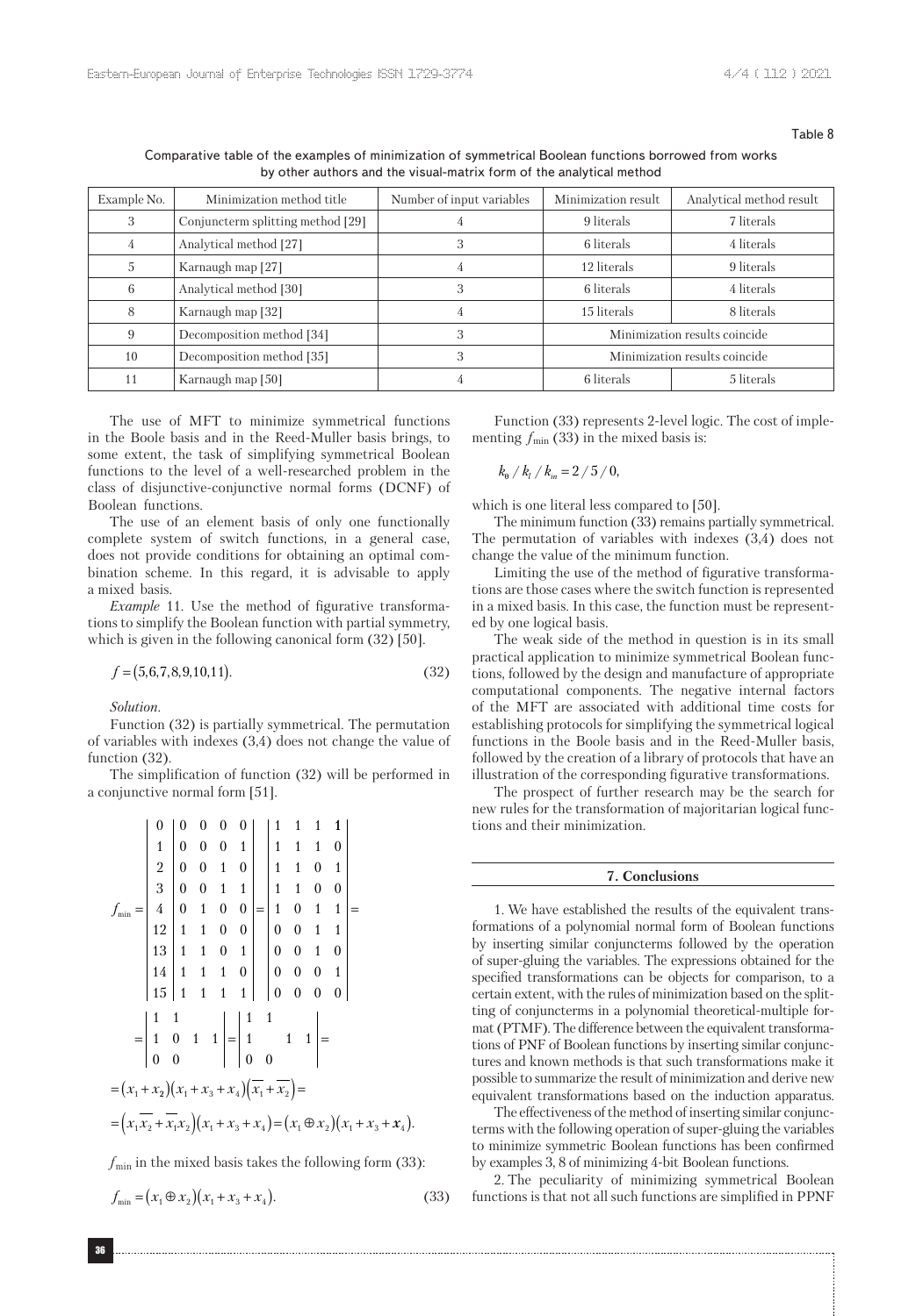Table 8

Comparative table of the examples of minimization of symmetrical Boolean functions borrowed from works by other authors and the visual-matrix form of the analytical method

| Example No. | Minimization method title | Number of input variables | Minimization result | Analytical method result |
|---|---|---|---|---|
| 3 | Conjuncterm splitting method [29] | 4 | 9 literals | 7 literals |
| 4 | Analytical method [27] | 3 | 6 literals | 4 literals |
| 5 | Karnaugh map [27] | 4 | 12 literals | 9 literals |
| 6 | Analytical method [30] | 3 | 6 literals | 4 literals |
| 8 | Karnaugh map [32] | 4 | 15 literals | 8 literals |
| 9 | Decomposition method [34] | 3 | Minimization results coincide | |
| 10 | Decomposition method [35] | 3 | Minimization results coincide | |
| 11 | Karnaugh map [50] | 4 | 6 literals | 5 literals |

The use of MFT to minimize symmetrical functions in the Boole basis and in the Reed-Muller basis brings, to some extent, the task of simplifying symmetrical Boolean functions to the level of a well-researched problem in the class of disjunctive-conjunctive normal forms (DCNF) of Boolean functions.

The use of an element basis of only one functionally complete system of switch functions, in a general case, does not provide conditions for obtaining an optimal combination scheme. In this regard, it is advisable to apply a mixed basis.

*Example* 11. Use the method of figurative transformations to simplify the Boolean function with partial symmetry, which is given in the following canonical form (32) [50].

$$f = (5,6,7,8,9,10,11). \tag{32}$$

*Solution.*

Function (32) is partially symmetrical. The permutation of variables with indexes (3,4) does not change the value of function (32).

The simplification of function (32) will be performed in a conjunctive normal form [51].

$$f_{\min} = \begin{vmatrix} 0 & 0 & 0 & 0 & 0 \\ 1 & 0 & 0 & 0 & 1 \\ 2 & 0 & 0 & 1 & 0 \\ 3 & 0 & 0 & 1 & 1 \\ 4 & 0 & 1 & 0 & 0 \\ 12 & 1 & 1 & 0 & 0 \\ 13 & 1 & 1 & 0 & 1 \\ 14 & 1 & 1 & 1 & 0 \\ 15 & 1 & 1 & 1 & 1 \end{vmatrix} = \begin{vmatrix} 1 & 1 & 1 & 1 \\ 1 & 1 & 1 & 0 \\ 1 & 1 & 0 & 1 \\ 1 & 1 & 0 & 0 \\ 1 & 0 & 1 & 1 \\ 0 & 0 & 1 & 1 \\ 0 & 0 & 1 & 0 \\ 0 & 0 & 0 & 1 \\ 0 & 0 & 0 & 0 \end{vmatrix} =$$

$$= \begin{vmatrix} 1 & 1 & & \\ 1 & 0 & 1 & 1 \\ 0 & 0 & & \end{vmatrix} = \begin{vmatrix} 1 & 1 & & \\ 1 & & 1 & 1 \\ 0 & 0 & & \end{vmatrix} =$$

$$= (x_1 + x_2)(x_1 + x_3 + x_4)(\overline{x_1} + \overline{x_2}) =$$

$$= (x_1\overline{x_2} + \overline{x_1}x_2)(x_1 + x_3 + x_4) = (x_1 \oplus x_2)(x_1 + x_3 + x_4).$$

$f_{\min}$ in the mixed basis takes the following form (33):

$$f_{\min} = (x_1 \oplus x_2)(x_1 + x_3 + x_4). \tag{33}$$

Function (33) represents 2-level logic. The cost of implementing $f_{\min}$ (33) in the mixed basis is:

$$k_0 / k_l / k_m = 2/5/0,$$

which is one literal less compared to [50].

The minimum function (33) remains partially symmetrical. The permutation of variables with indexes (3,4) does not change the value of the minimum function.

Limiting the use of the method of figurative transformations are those cases where the switch function is represented in a mixed basis. In this case, the function must be represented by one logical basis.

The weak side of the method in question is in its small practical application to minimize symmetrical Boolean functions, followed by the design and manufacture of appropriate computational components. The negative internal factors of the MFT are associated with additional time costs for establishing protocols for simplifying the symmetrical logical functions in the Boole basis and in the Reed-Muller basis, followed by the creation of a library of protocols that have an illustration of the corresponding figurative transformations.

The prospect of further research may be the search for new rules for the transformation of majoritarian logical functions and their minimization.

## 7. Conclusions

1. We have established the results of the equivalent transformations of a polynomial normal form of Boolean functions by inserting similar conjuncterms followed by the operation of super-gluing the variables. The expressions obtained for the specified transformations can be objects for comparison, to a certain extent, with the rules of minimization based on the splitting of conjuncterms in a polynomial theoretical-multiple format (PTMF). The difference between the equivalent transformations of PNF of Boolean functions by inserting similar conjunctures and known methods is that such transformations make it possible to summarize the result of minimization and derive new equivalent transformations based on the induction apparatus.

The effectiveness of the method of inserting similar conjuncterms with the following operation of super-gluing the variables to minimize symmetric Boolean functions has been confirmed by examples 3, 8 of minimizing 4-bit Boolean functions.

2. The peculiarity of minimizing symmetrical Boolean functions is that not all such functions are simplified in PPNF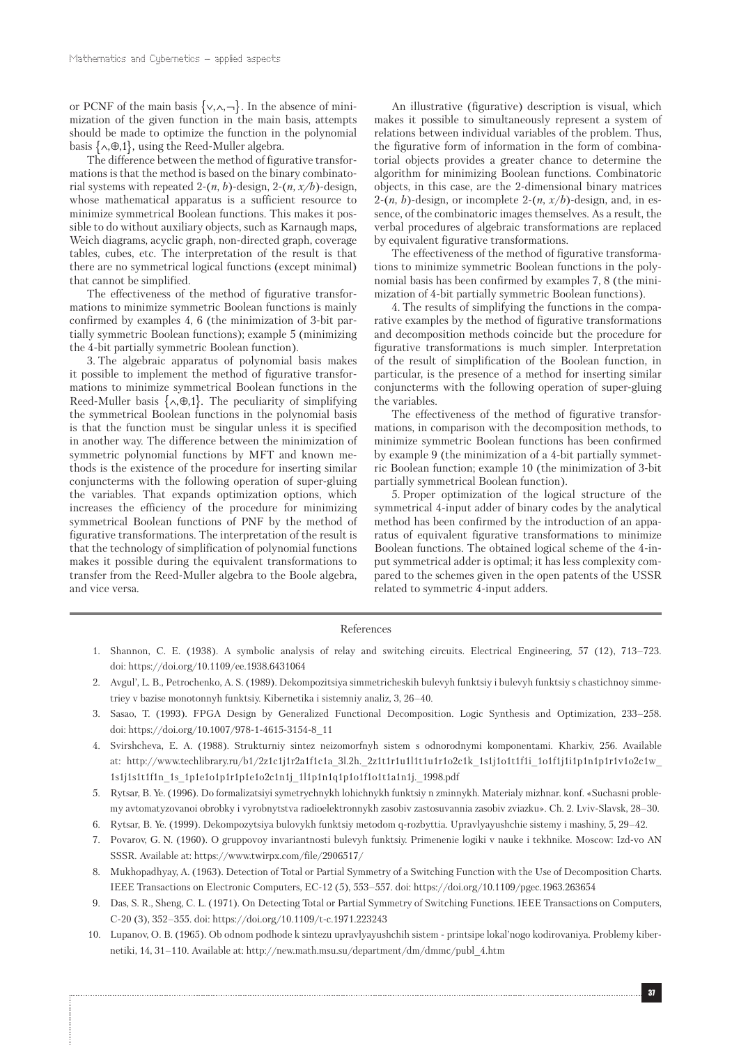or PCNF of the main basis $\{\vee,\wedge,\neg\}$. In the absence of minimization of the given function in the main basis, attempts should be made to optimize the function in the polynomial basis $\{\wedge,\oplus,1\}$, using the Reed-Muller algebra.

The difference between the method of figurative transformations is that the method is based on the binary combinatorial systems with repeated 2-($n$, $b$)-design, 2-($n$, $x/b$)-design, whose mathematical apparatus is a sufficient resource to minimize symmetrical Boolean functions. This makes it possible to do without auxiliary objects, such as Karnaugh maps, Weich diagrams, acyclic graph, non-directed graph, coverage tables, cubes, etc. The interpretation of the result is that there are no symmetrical logical functions (except minimal) that cannot be simplified.

The effectiveness of the method of figurative transformations to minimize symmetric Boolean functions is mainly confirmed by examples 4, 6 (the minimization of 3-bit partially symmetric Boolean functions); example 5 (minimizing the 4-bit partially symmetric Boolean function).

3. The algebraic apparatus of polynomial basis makes it possible to implement the method of figurative transformations to minimize symmetrical Boolean functions in the Reed-Muller basis $\{\wedge,\oplus,1\}$. The peculiarity of simplifying the symmetrical Boolean functions in the polynomial basis is that the function must be singular unless it is specified in another way. The difference between the minimization of symmetric polynomial functions by MFT and known methods is the existence of the procedure for inserting similar conjuncterms with the following operation of super-gluing the variables. That expands optimization options, which increases the efficiency of the procedure for minimizing symmetrical Boolean functions of PNF by the method of figurative transformations. The interpretation of the result is that the technology of simplification of polynomial functions makes it possible during the equivalent transformations to transfer from the Reed-Muller algebra to the Boole algebra, and vice versa.

An illustrative (figurative) description is visual, which makes it possible to simultaneously represent a system of relations between individual variables of the problem. Thus, the figurative form of information in the form of combinatorial objects provides a greater chance to determine the algorithm for minimizing Boolean functions. Combinatoric objects, in this case, are the 2-dimensional binary matrices 2-($n$, $b$)-design, or incomplete 2-($n$, $x/b$)-design, and, in essence, of the combinatoric images themselves. As a result, the verbal procedures of algebraic transformations are replaced by equivalent figurative transformations.

The effectiveness of the method of figurative transformations to minimize symmetric Boolean functions in the polynomial basis has been confirmed by examples 7, 8 (the minimization of 4-bit partially symmetric Boolean functions).

4. The results of simplifying the functions in the comparative examples by the method of figurative transformations and decomposition methods coincide but the procedure for figurative transformations is much simpler. Interpretation of the result of simplification of the Boolean function, in particular, is the presence of a method for inserting similar conjuncterms with the following operation of super-gluing the variables.

The effectiveness of the method of figurative transformations, in comparison with the decomposition methods, to minimize symmetric Boolean functions has been confirmed by example 9 (the minimization of a 4-bit partially symmetric Boolean function; example 10 (the minimization of 3-bit partially symmetrical Boolean function).

5. Proper optimization of the logical structure of the symmetrical 4-input adder of binary codes by the analytical method has been confirmed by the introduction of an apparatus of equivalent figurative transformations to minimize Boolean functions. The obtained logical scheme of the 4-input symmetrical adder is optimal; it has less complexity compared to the schemes given in the open patents of the USSR related to symmetric 4-input adders.

## References

1. Shannon, C. E. (1938). A symbolic analysis of relay and switching circuits. Electrical Engineering, 57 (12), 713–723. doi: https://doi.org/10.1109/ee.1938.6431064
2. Avgul', L. B., Petrochenko, A. S. (1989). Dekompozitsiya simmetricheskih bulevyh funktsiy i bulevyh funktsiy s chastichnoy simmetriey v bazise monotonnyh funktsiy. Kibernetika i sistemniy analiz, 3, 26–40.
3. Sasao, T. (1993). FPGA Design by Generalized Functional Decomposition. Logic Synthesis and Optimization, 233–258. doi: https://doi.org/10.1007/978-1-4615-3154-8_11
4. Svirshcheva, E. A. (1988). Strukturniy sintez neizomorfnyh sistem s odnorodnymi komponentami. Kharkiv, 256. Available at: http://www.techlibrary.ru/b1/2z1c1j1r2a1f1c1a_3l.2h._2z1t1r1u1l1t1u1r1o2c1k_1s1j1o1t1f1i_1o1f1j1i1p1n1p1r1v1o2c1w_1s1j1s1t1f1n_1s_1p1e1o1p1r1p1e1o2c1n1j_1l1p1n1q1p1o1f1o1t1a1n1j._1998.pdf
5. Rytsar, B. Ye. (1996). Do formalizatsiyi symetrychnykh lohichnykh funktsiy n zminnykh. Materialy mizhnar. konf. «Suchasni problemy avtomatyzovanoi obrobky i vyrobnytstva radioelektronnykh zasobiv zastosuvannia zasobiv zviazku». Ch. 2. Lviv-Slavsk, 28–30.
6. Rytsar, B. Ye. (1999). Dekompozytsiya bulovykh funktsiy metodom q-rozbyttia. Upravlyayushchie sistemy i mashiny, 5, 29–42.
7. Povarov, G. N. (1960). O gruppovoy invariantnosti bulevyh funktsiy. Primenenie logiki v nauke i tekhnike. Moscow: Izd-vo AN SSSR. Available at: https://www.twirpx.com/file/2906517/
8. Mukhopadhyay, A. (1963). Detection of Total or Partial Symmetry of a Switching Function with the Use of Decomposition Charts. IEEE Transactions on Electronic Computers, EC-12 (5), 553–557. doi: https://doi.org/10.1109/pgec.1963.263654
9. Das, S. R., Sheng, C. L. (1971). On Detecting Total or Partial Symmetry of Switching Functions. IEEE Transactions on Computers, C-20 (3), 352–355. doi: https://doi.org/10.1109/t-c.1971.223243
10. Lupanov, O. B. (1965). Ob odnom podhode k sintezu upravlyayushchih sistem - printsipe lokal'nogo kodirovaniya. Problemy kibernetiki, 14, 31–110. Available at: http://new.math.msu.su/department/dm/dmmc/publ_4.htm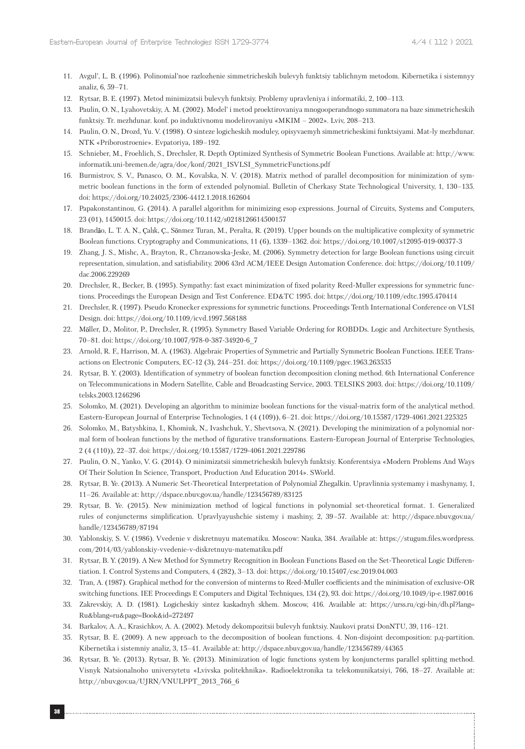11. Avgul', L. B. (1996). Polinomial'noe razlozhenie simmetricheskih bulevyh funktsiy tablichnym metodom. Kibernetika i sistemnyy analiz, 6, 59–71.
12. Rytsar, B. E. (1997). Metod minimizatsii bulevyh funktsiy. Problemy upravleniya i informatiki, 2, 100–113.
13. Paulin, O. N., Lyahovetskiy, A. M. (2002). Model' i metod proektirovaniya mnogooperandnogo summatora na baze simmetricheskih funktsiy. Tr. mezhdunar. konf. po induktivnomu modelirovaniyu «MKIM – 2002». Lviv, 208–213.
14. Paulin, O. N., Drozd, Yu. V. (1998). O sinteze logicheskih moduley, opisyvaemyh simmetricheskimi funktsiyami. Mat-ly mezhdunar. NTK «Priborostroenie». Evpatoriya, 189–192.
15. Schnieber, M., Froehlich, S., Drechsler, R. Depth Optimized Synthesis of Symmetric Boolean Functions. Available at: http://www.informatik.uni-bremen.de/agra/doc/konf/2021_ISVLSI_SymmetricFunctions.pdf
16. Burmistrov, S. V., Panasco, O. M., Kovalska, N. V. (2018). Matrix method of parallel decomposition for minimization of symmetric boolean functions in the form of extended polynomial. Bulletin of Cherkasy State Technological University, 1, 130–135. doi: https://doi.org/10.24025/2306-4412.1.2018.162604
17. Papakonstantinou, G. (2014). A parallel algorithm for minimizing esop expressions. Journal of Circuits, Systems and Computers, 23 (01), 1450015. doi: https://doi.org/10.1142/s0218126614500157
18. Brandão, L. T. A. N., Çalık, Ç., Sönmez Turan, M., Peralta, R. (2019). Upper bounds on the multiplicative complexity of symmetric Boolean functions. Cryptography and Communications, 11 (6), 1339–1362. doi: https://doi.org/10.1007/s12095-019-00377-3
19. Zhang, J. S., Mishc, A., Brayton, R., Chrzanowska-Jeske, M. (2006). Symmetry detection for large Boolean functions using circuit representation, simulation, and satisfiability. 2006 43rd ACM/IEEE Design Automation Conference. doi: https://doi.org/10.1109/dac.2006.229269
20. Drechsler, R., Becker, B. (1995). Sympathy: fast exact minimization of fixed polarity Reed-Muller expressions for symmetric functions. Proceedings the European Design and Test Conference. ED&TC 1995. doi: https://doi.org/10.1109/edtc.1995.470414
21. Drechsler, R. (1997). Pseudo Kronecker expressions for symmetric functions. Proceedings Tenth International Conference on VLSI Design. doi: https://doi.org/10.1109/icvd.1997.568188
22. Möller, D., Molitor, P., Drechsler, R. (1995). Symmetry Based Variable Ordering for ROBDDs. Logic and Architecture Synthesis, 70–81. doi: https://doi.org/10.1007/978-0-387-34920-6_7
23. Arnold, R. F., Harrison, M. A. (1963). Algebraic Properties of Symmetric and Partially Symmetric Boolean Functions. IEEE Transactions on Electronic Computers, EC-12 (3), 244–251. doi: https://doi.org/10.1109/pgec.1963.263535
24. Rytsar, B. Y. (2003). Identification of symmetry of boolean function decomposition cloning method. 6th International Conference on Telecommunications in Modern Satellite, Cable and Broadcasting Service, 2003. TELSIKS 2003. doi: https://doi.org/10.1109/telsks.2003.1246296
25. Solomko, M. (2021). Developing an algorithm to minimize boolean functions for the visual-matrix form of the analytical method. Eastern-European Journal of Enterprise Technologies, 1 (4 (109)), 6–21. doi: https://doi.org/10.15587/1729-4061.2021.225325
26. Solomko, M., Batyshkina, I., Khomiuk, N., Ivashchuk, Y., Shevtsova, N. (2021). Developing the minimization of a polynomial normal form of boolean functions by the method of figurative transformations. Eastern-European Journal of Enterprise Technologies, 2 (4 (110)), 22–37. doi: https://doi.org/10.15587/1729-4061.2021.229786
27. Paulin, O. N., Yanko, V. G. (2014). O minimizatsii simmetricheskih bulevyh funktsiy. Konferentsiya «Modern Problems And Ways Of Their Solution In Science, Transport, Production And Education 2014». SWorld.
28. Rytsar, B. Ye. (2013). A Numeric Set-Theoretical Interpretation of Polynomial Zhegalkin. Upravlinnia systemamy i mashynamy, 1, 11–26. Available at: http://dspace.nbuv.gov.ua/handle/123456789/83125
29. Rytsar, B. Ye. (2015). New minimization method of logical functions in polynomial set-theoretical format. 1. Generalized rules of conjuncterms simplification. Upravlyayushchie sistemy i mashiny, 2, 39–57. Available at: http://dspace.nbuv.gov.ua/handle/123456789/87194
30. Yablonskiy, S. V. (1986). Vvedenie v diskretnuyu matematiku. Moscow: Nauka, 384. Available at: https://stugum.files.wordpress.com/2014/03/yablonskiy-vvedenie-v-diskretnuyu-matematiku.pdf
31. Rytsar, B. Y. (2019). A New Method for Symmetry Recognition in Boolean Functions Based on the Set-Theoretical Logic Differentiation. I. Control Systems and Computers, 4 (282), 3–13. doi: https://doi.org/10.15407/csc.2019.04.003
32. Tran, A. (1987). Graphical method for the conversion of minterms to Reed-Muller coefficients and the minimisation of exclusive-OR switching functions. IEE Proceedings E Computers and Digital Techniques, 134 (2), 93. doi: https://doi.org/10.1049/ip-e.1987.0016
33. Zakrevskiy, A. D. (1981). Logicheskiy sintez kaskadnyh skhem. Moscow, 416. Available at: https://urss.ru/cgi-bin/db.pl?lang=Ru&blang=ru&page=Book&id=272497
34. Barkalov, A. A., Krasichkov, A. A. (2002). Metody dekompozitsii bulevyh funktsiy. Naukovi pratsi DonNTU, 39, 116–121.
35. Rytsar, B. E. (2009). A new approach to the decomposition of boolean functions. 4. Non-disjoint decomposition: p,q-partition. Kibernetika i sistemniy analiz, 3, 15–41. Available at: http://dspace.nbuv.gov.ua/handle/123456789/44365
36. Rytsar, B. Ye. (2013). Rytsar, B. Ye. (2013). Minimization of logic functions system by konjuncterms parallel splitting method. Visnyk Natsionalnoho universytetu «Lvivska politekhnika». Radioelektronika ta telekomunikatsiyi, 766, 18–27. Available at: http://nbuv.gov.ua/UJRN/VNULPPT_2013_766_6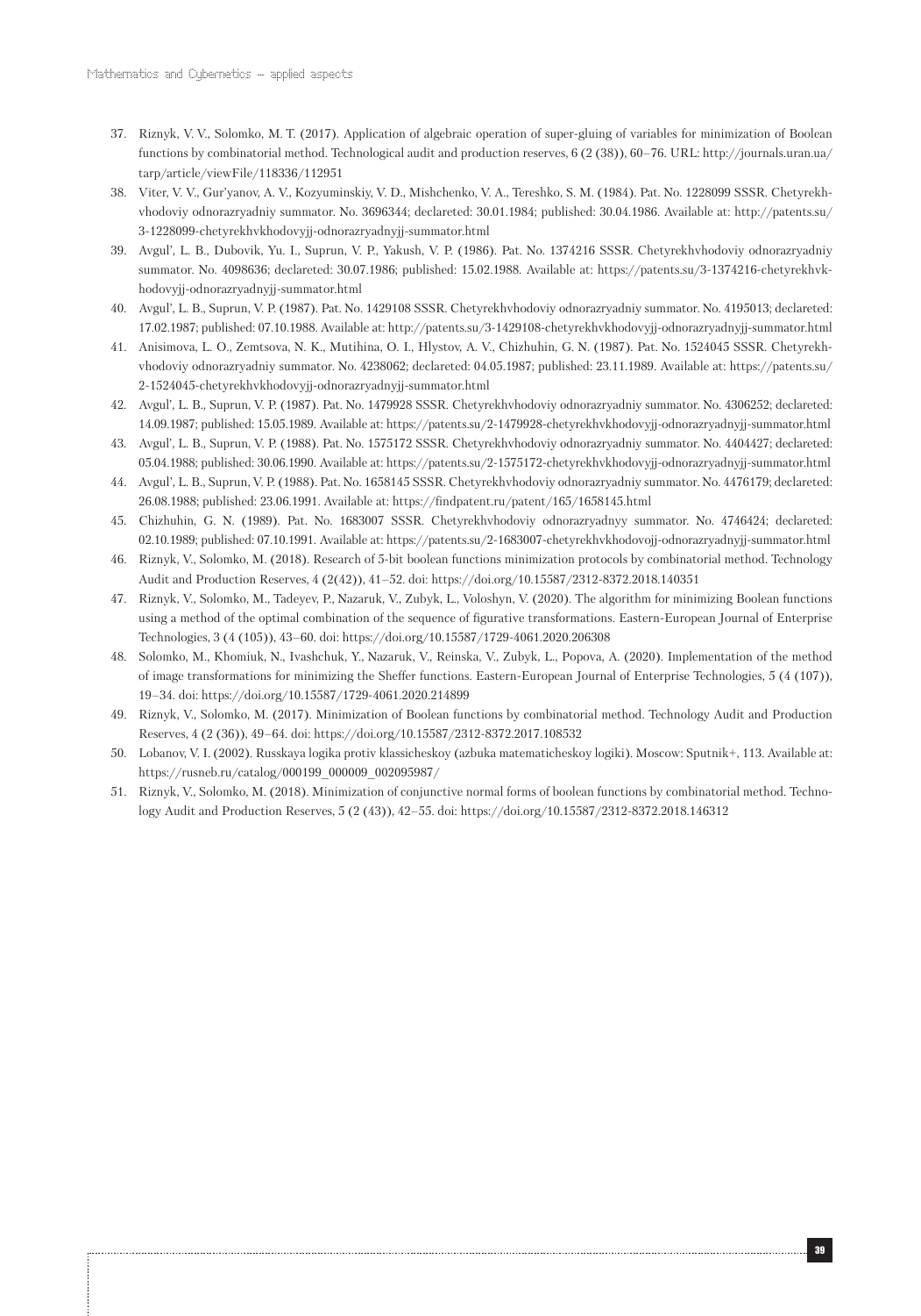37. Riznyk, V. V., Solomko, M. T. (2017). Application of algebraic operation of super-gluing of variables for minimization of Boolean functions by combinatorial method. Technological audit and production reserves, 6 (2 (38)), 60–76. URL: http://journals.uran.ua/tarp/article/viewFile/118336/112951
38. Viter, V. V., Gur'yanov, A. V., Kozyuminskiy, V. D., Mishchenko, V. A., Tereshko, S. M. (1984). Pat. No. 1228099 SSSR. Chetyrekhvhodoviy odnorazryadniy summator. No. 3696344; declareted: 30.01.1984; published: 30.04.1986. Available at: http://patents.su/3-1228099-chetyrekhvkhodovyjj-odnorazryadnyjj-summator.html
39. Avgul', L. B., Dubovik, Yu. I., Suprun, V. P., Yakush, V. P. (1986). Pat. No. 1374216 SSSR. Chetyrekhvhodoviy odnorazryadniy summator. No. 4098636; declareted: 30.07.1986; published: 15.02.1988. Available at: https://patents.su/3-1374216-chetyrekhvkhodovyjj-odnorazryadnyjj-summator.html
40. Avgul', L. B., Suprun, V. P. (1987). Pat. No. 1429108 SSSR. Chetyrekhvhodoviy odnorazryadniy summator. No. 4195013; declareted: 17.02.1987; published: 07.10.1988. Available at: http://patents.su/3-1429108-chetyrekhvkhodovyjj-odnorazryadnyjj-summator.html
41. Anisimova, L. O., Zemtsova, N. K., Mutihina, O. I., Hlystov, A. V., Chizhuhin, G. N. (1987). Pat. No. 1524045 SSSR. Chetyrekhvhodoviy odnorazryadniy summator. No. 4238062; declareted: 04.05.1987; published: 23.11.1989. Available at: https://patents.su/2-1524045-chetyrekhvkhodovyjj-odnorazryadnyjj-summator.html
42. Avgul', L. B., Suprun, V. P. (1987). Pat. No. 1479928 SSSR. Chetyrekhvhodoviy odnorazryadniy summator. No. 4306252; declareted: 14.09.1987; published: 15.05.1989. Available at: https://patents.su/2-1479928-chetyrekhvkhodovyjj-odnorazryadnyjj-summator.html
43. Avgul', L. B., Suprun, V. P. (1988). Pat. No. 1575172 SSSR. Chetyrekhvhodoviy odnorazryadniy summator. No. 4404427; declareted: 05.04.1988; published: 30.06.1990. Available at: https://patents.su/2-1575172-chetyrekhvkhodovyjj-odnorazryadnyjj-summator.html
44. Avgul', L. B., Suprun, V. P. (1988). Pat. No. 1658145 SSSR. Chetyrekhvhodoviy odnorazryadniy summator. No. 4476179; declareted: 26.08.1988; published: 23.06.1991. Available at: https://findpatent.ru/patent/165/1658145.html
45. Chizhuhin, G. N. (1989). Pat. No. 1683007 SSSR. Chetyrekhvhodoviy odnorazryadnyy summator. No. 4746424; declareted: 02.10.1989; published: 07.10.1991. Available at: https://patents.su/2-1683007-chetyrekhvkhodovojj-odnorazryadnyjj-summator.html
46. Riznyk, V., Solomko, M. (2018). Research of 5-bit boolean functions minimization protocols by combinatorial method. Technology Audit and Production Reserves, 4 (2(42)), 41–52. doi: https://doi.org/10.15587/2312-8372.2018.140351
47. Riznyk, V., Solomko, M., Tadeyev, P., Nazaruk, V., Zubyk, L., Voloshyn, V. (2020). The algorithm for minimizing Boolean functions using a method of the optimal combination of the sequence of figurative transformations. Eastern-European Journal of Enterprise Technologies, 3 (4 (105)), 43–60. doi: https://doi.org/10.15587/1729-4061.2020.206308
48. Solomko, M., Khomiuk, N., Ivashchuk, Y., Nazaruk, V., Reinska, V., Zubyk, L., Popova, A. (2020). Implementation of the method of image transformations for minimizing the Sheffer functions. Eastern-European Journal of Enterprise Technologies, 5 (4 (107)), 19–34. doi: https://doi.org/10.15587/1729-4061.2020.214899
49. Riznyk, V., Solomko, M. (2017). Minimization of Boolean functions by combinatorial method. Technology Audit and Production Reserves, 4 (2 (36)), 49–64. doi: https://doi.org/10.15587/2312-8372.2017.108532
50. Lobanov, V. I. (2002). Russkaya logika protiv klassicheskoy (azbuka matematicheskoy logiki). Moscow: Sputnik+, 113. Available at: https://rusneb.ru/catalog/000199_000009_002095987/
51. Riznyk, V., Solomko, M. (2018). Minimization of conjunctive normal forms of boolean functions by combinatorial method. Technology Audit and Production Reserves, 5 (2 (43)), 42–55. doi: https://doi.org/10.15587/2312-8372.2018.146312